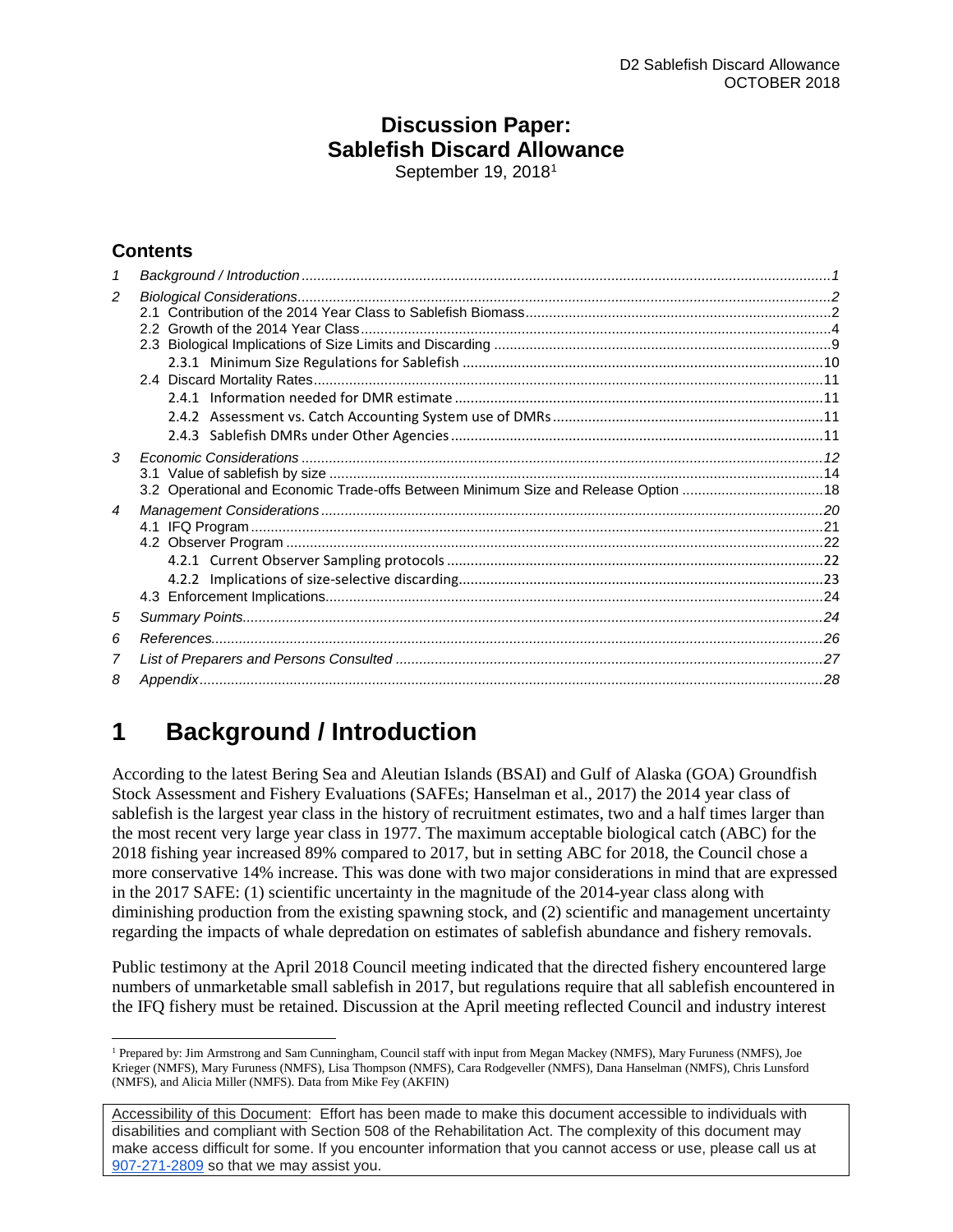# Discussion Paper: Sablefish Discard Allowance

September 19, 2018[1]

## Contents

| | | |
|---|---|---|
| 1 | Background / Introduction | 1 |
| 2 | Biological Considerations | 2 |
| | 2.1 Contribution of the 2014 Year Class to Sablefish Biomass | 2 |
| | 2.2 Growth of the 2014 Year Class | 4 |
| | 2.3 Biological Implications of Size Limits and Discarding | 9 |
| | 2.3.1 Minimum Size Regulations for Sablefish | 10 |
| | 2.4 Discard Mortality Rates | 11 |
| | 2.4.1 Information needed for DMR estimate | 11 |
| | 2.4.2 Assessment vs. Catch Accounting System use of DMRs | 11 |
| | 2.4.3 Sablefish DMRs under Other Agencies | 11 |
| 3 | Economic Considerations | 12 |
| | 3.1 Value of sablefish by size | 14 |
| | 3.2 Operational and Economic Trade-offs Between Minimum Size and Release Option | 18 |
| 4 | Management Considerations | 20 |
| | 4.1 IFQ Program | 21 |
| | 4.2 Observer Program | 22 |
| | 4.2.1 Current Observer Sampling protocols | 22 |
| | 4.2.2 Implications of size-selective discarding | 23 |
| | 4.3 Enforcement Implications | 24 |
| 5 | Summary Points | 24 |
| 6 | References | 26 |
| 7 | List of Preparers and Persons Consulted | 27 |
| 8 | Appendix | 28 |

# 1 Background / Introduction

According to the latest Bering Sea and Aleutian Islands (BSAI) and Gulf of Alaska (GOA) Groundfish Stock Assessment and Fishery Evaluations (SAFEs; Hanselman et al., 2017) the 2014 year class of sablefish is the largest year class in the history of recruitment estimates, two and a half times larger than the most recent very large year class in 1977. The maximum acceptable biological catch (ABC) for the 2018 fishing year increased 89% compared to 2017, but in setting ABC for 2018, the Council chose a more conservative 14% increase. This was done with two major considerations in mind that are expressed in the 2017 SAFE: (1) scientific uncertainty in the magnitude of the 2014-year class along with diminishing production from the existing spawning stock, and (2) scientific and management uncertainty regarding the impacts of whale depredation on estimates of sablefish abundance and fishery removals.

Public testimony at the April 2018 Council meeting indicated that the directed fishery encountered large numbers of unmarketable small sablefish in 2017, but regulations require that all sablefish encountered in the IFQ fishery must be retained. Discussion at the April meeting reflected Council and industry interest

[1] Prepared by: Jim Armstrong and Sam Cunningham, Council staff with input from Megan Mackey (NMFS), Mary Furuness (NMFS), Joe Krieger (NMFS), Mary Furuness (NMFS), Lisa Thompson (NMFS), Cara Rodgeveller (NMFS), Dana Hanselman (NMFS), Chris Lunsford (NMFS), and Alicia Miller (NMFS). Data from Mike Fey (AKFIN)

Accessibility of this Document: Effort has been made to make this document accessible to individuals with disabilities and compliant with Section 508 of the Rehabilitation Act. The complexity of this document may make access difficult for some. If you encounter information that you cannot access or use, please call us at 907-271-2809 so that we may assist you.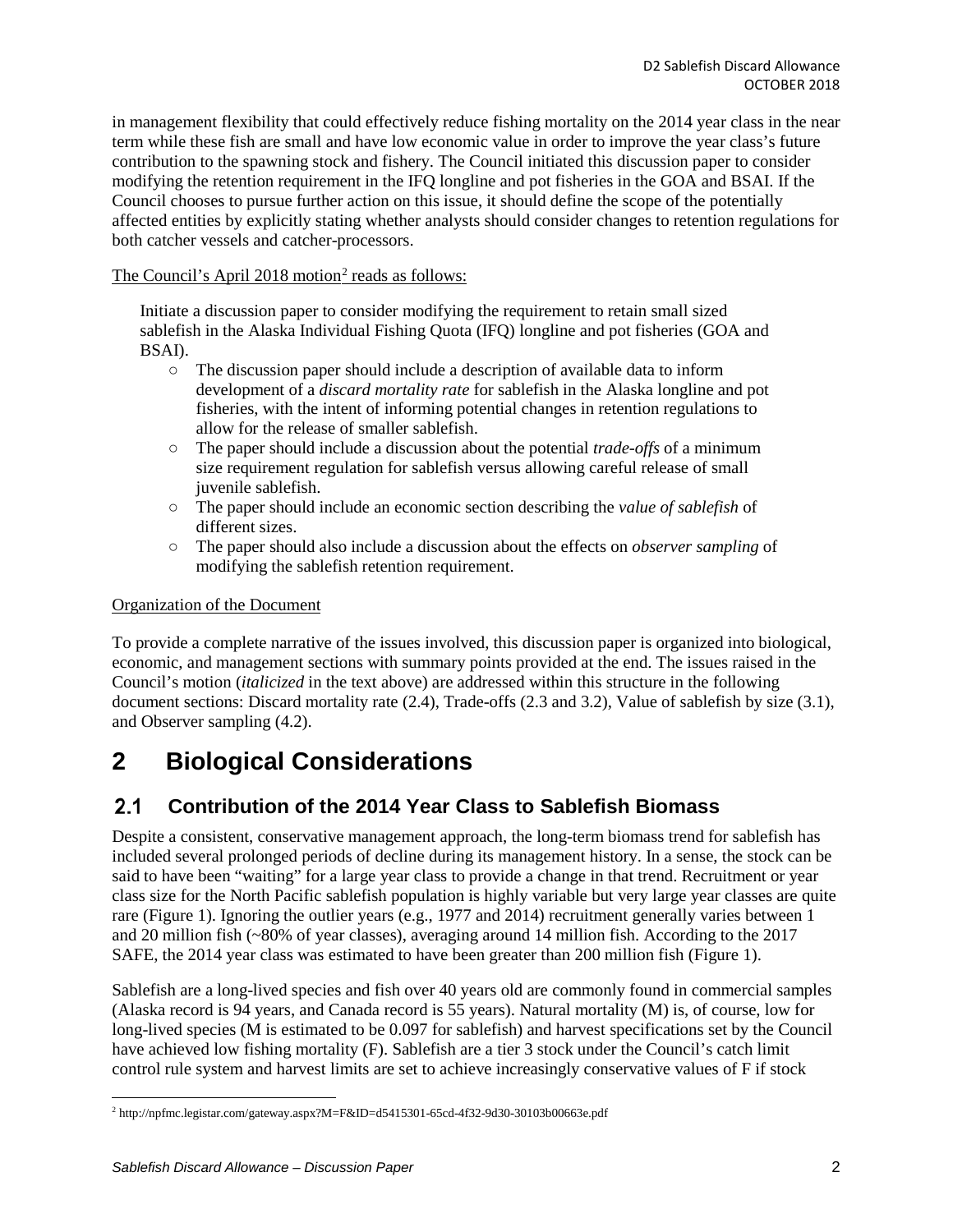in management flexibility that could effectively reduce fishing mortality on the 2014 year class in the near term while these fish are small and have low economic value in order to improve the year class's future contribution to the spawning stock and fishery. The Council initiated this discussion paper to consider modifying the retention requirement in the IFQ longline and pot fisheries in the GOA and BSAI. If the Council chooses to pursue further action on this issue, it should define the scope of the potentially affected entities by explicitly stating whether analysts should consider changes to retention regulations for both catcher vessels and catcher-processors.

The Council's April 2018 motion[2] reads as follows:

> Initiate a discussion paper to consider modifying the requirement to retain small sized sablefish in the Alaska Individual Fishing Quota (IFQ) longline and pot fisheries (GOA and BSAI).
>
> - The discussion paper should include a description of available data to inform development of a *discard mortality rate* for sablefish in the Alaska longline and pot fisheries, with the intent of informing potential changes in retention regulations to allow for the release of smaller sablefish.
> - The paper should include a discussion about the potential *trade-offs* of a minimum size requirement regulation for sablefish versus allowing careful release of small juvenile sablefish.
> - The paper should include an economic section describing the *value of sablefish* of different sizes.
> - The paper should also include a discussion about the effects on *observer sampling* of modifying the sablefish retention requirement.

Organization of the Document

To provide a complete narrative of the issues involved, this discussion paper is organized into biological, economic, and management sections with summary points provided at the end. The issues raised in the Council's motion (*italicized* in the text above) are addressed within this structure in the following document sections: Discard mortality rate (2.4), Trade-offs (2.3 and 3.2), Value of sablefish by size (3.1), and Observer sampling (4.2).

# 2 Biological Considerations

## 2.1 Contribution of the 2014 Year Class to Sablefish Biomass

Despite a consistent, conservative management approach, the long-term biomass trend for sablefish has included several prolonged periods of decline during its management history. In a sense, the stock can be said to have been "waiting" for a large year class to provide a change in that trend. Recruitment or year class size for the North Pacific sablefish population is highly variable but very large year classes are quite rare (Figure 1). Ignoring the outlier years (e.g., 1977 and 2014) recruitment generally varies between 1 and 20 million fish (~80% of year classes), averaging around 14 million fish. According to the 2017 SAFE, the 2014 year class was estimated to have been greater than 200 million fish (Figure 1).

Sablefish are a long-lived species and fish over 40 years old are commonly found in commercial samples (Alaska record is 94 years, and Canada record is 55 years). Natural mortality (M) is, of course, low for long-lived species (M is estimated to be 0.097 for sablefish) and harvest specifications set by the Council have achieved low fishing mortality (F). Sablefish are a tier 3 stock under the Council's catch limit control rule system and harvest limits are set to achieve increasingly conservative values of F if stock

[2] http://npfmc.legistar.com/gateway.aspx?M=F&ID=d5415301-65cd-4f32-9d30-30103b00663e.pdf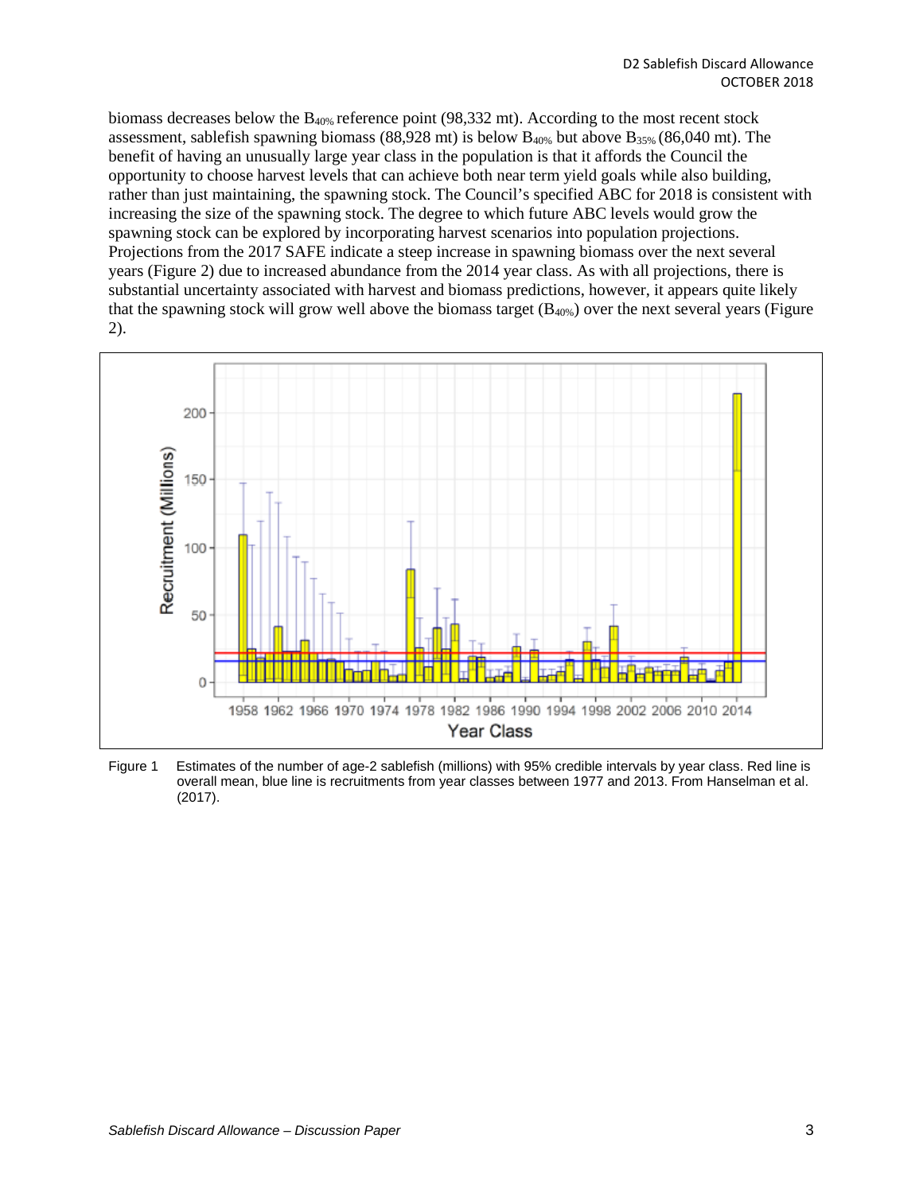biomass decreases below the $B_{40\%}$ reference point (98,332 mt). According to the most recent stock assessment, sablefish spawning biomass (88,928 mt) is below $B_{40\%}$ but above $B_{35\%}$ (86,040 mt). The benefit of having an unusually large year class in the population is that it affords the Council the opportunity to choose harvest levels that can achieve both near term yield goals while also building, rather than just maintaining, the spawning stock. The Council's specified ABC for 2018 is consistent with increasing the size of the spawning stock. The degree to which future ABC levels would grow the spawning stock can be explored by incorporating harvest scenarios into population projections. Projections from the 2017 SAFE indicate a steep increase in spawning biomass over the next several years (Figure 2) due to increased abundance from the 2014 year class. As with all projections, there is substantial uncertainty associated with harvest and biomass predictions, however, it appears quite likely that the spawning stock will grow well above the biomass target ($B_{40\%}$) over the next several years (Figure 2).

Figure 1 Estimates of the number of age-2 sablefish (millions) with 95% credible intervals by year class. Red line is overall mean, blue line is recruitments from year classes between 1977 and 2013. From Hanselman et al. (2017).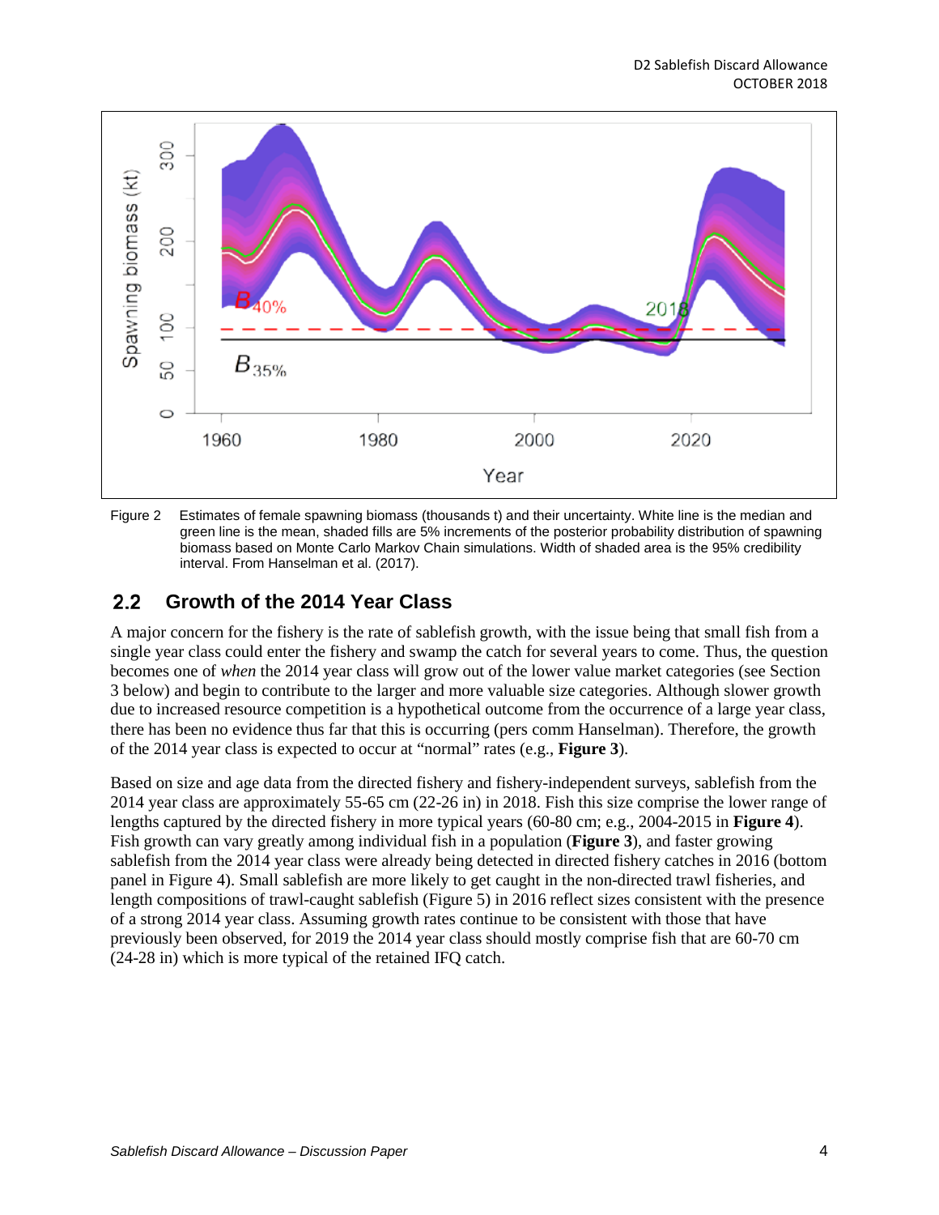Figure 2 Estimates of female spawning biomass (thousands t) and their uncertainty. White line is the median and green line is the mean, shaded fills are 5% increments of the posterior probability distribution of spawning biomass based on Monte Carlo Markov Chain simulations. Width of shaded area is the 95% credibility interval. From Hanselman et al. (2017).

## 2.2 Growth of the 2014 Year Class

A major concern for the fishery is the rate of sablefish growth, with the issue being that small fish from a single year class could enter the fishery and swamp the catch for several years to come. Thus, the question becomes one of *when* the 2014 year class will grow out of the lower value market categories (see Section 3 below) and begin to contribute to the larger and more valuable size categories. Although slower growth due to increased resource competition is a hypothetical outcome from the occurrence of a large year class, there has been no evidence thus far that this is occurring (pers comm Hanselman). Therefore, the growth of the 2014 year class is expected to occur at "normal" rates (e.g., **Figure 3**).

Based on size and age data from the directed fishery and fishery-independent surveys, sablefish from the 2014 year class are approximately 55-65 cm (22-26 in) in 2018. Fish this size comprise the lower range of lengths captured by the directed fishery in more typical years (60-80 cm; e.g., 2004-2015 in **Figure 4**). Fish growth can vary greatly among individual fish in a population (**Figure 3**), and faster growing sablefish from the 2014 year class were already being detected in directed fishery catches in 2016 (bottom panel in Figure 4). Small sablefish are more likely to get caught in the non-directed trawl fisheries, and length compositions of trawl-caught sablefish (Figure 5) in 2016 reflect sizes consistent with the presence of a strong 2014 year class. Assuming growth rates continue to be consistent with those that have previously been observed, for 2019 the 2014 year class should mostly comprise fish that are 60-70 cm (24-28 in) which is more typical of the retained IFQ catch.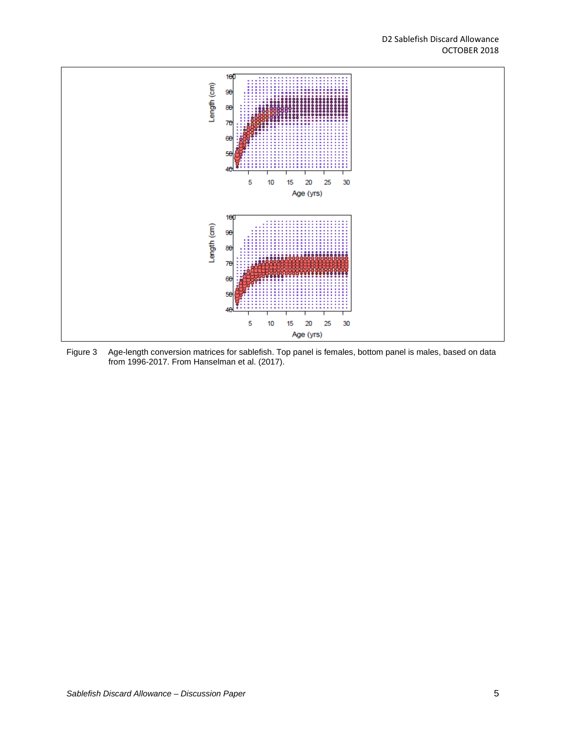Figure 3 Age-length conversion matrices for sablefish. Top panel is females, bottom panel is males, based on data from 1996-2017. From Hanselman et al. (2017).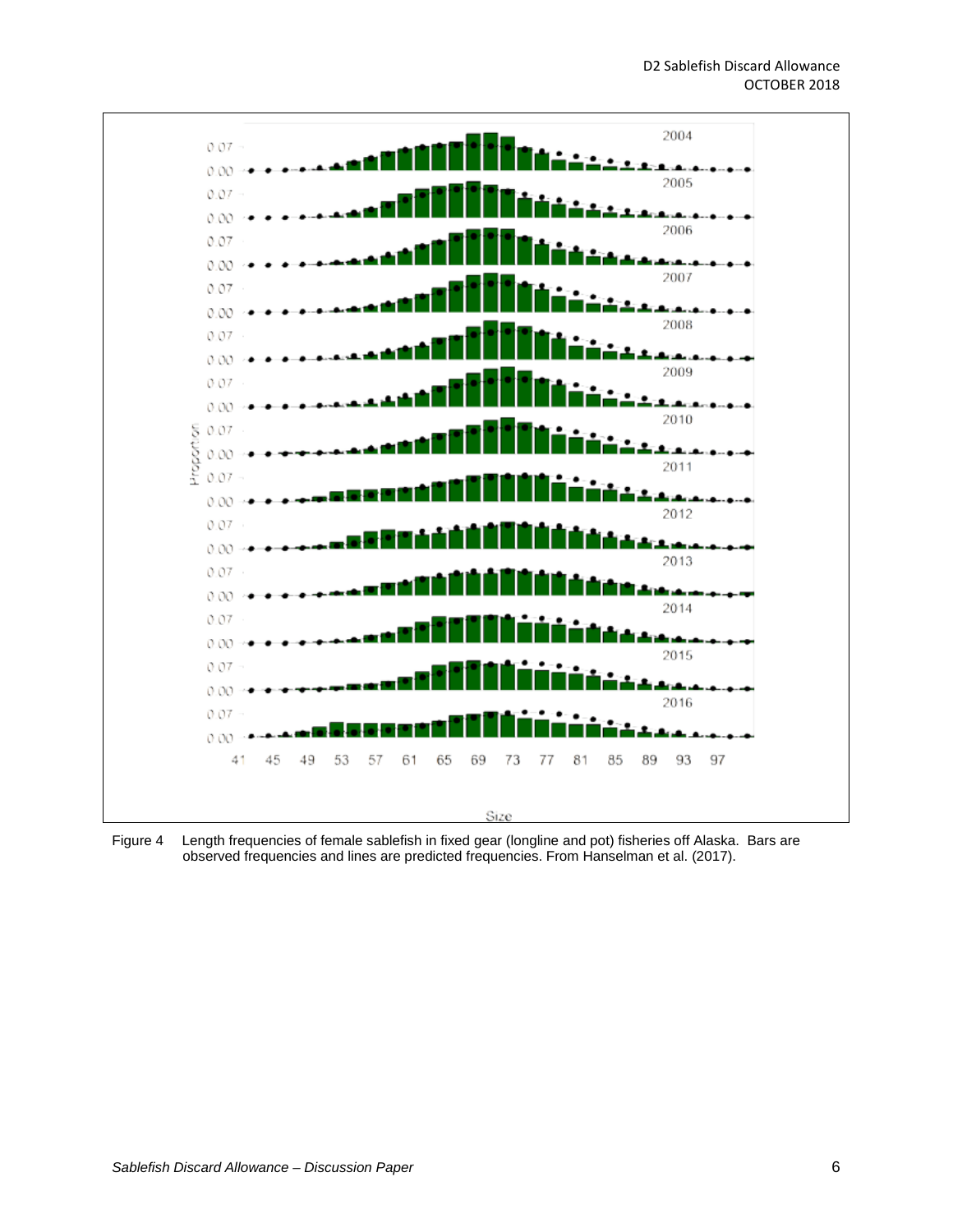Figure 4 Length frequencies of female sablefish in fixed gear (longline and pot) fisheries off Alaska. Bars are observed frequencies and lines are predicted frequencies. From Hanselman et al. (2017).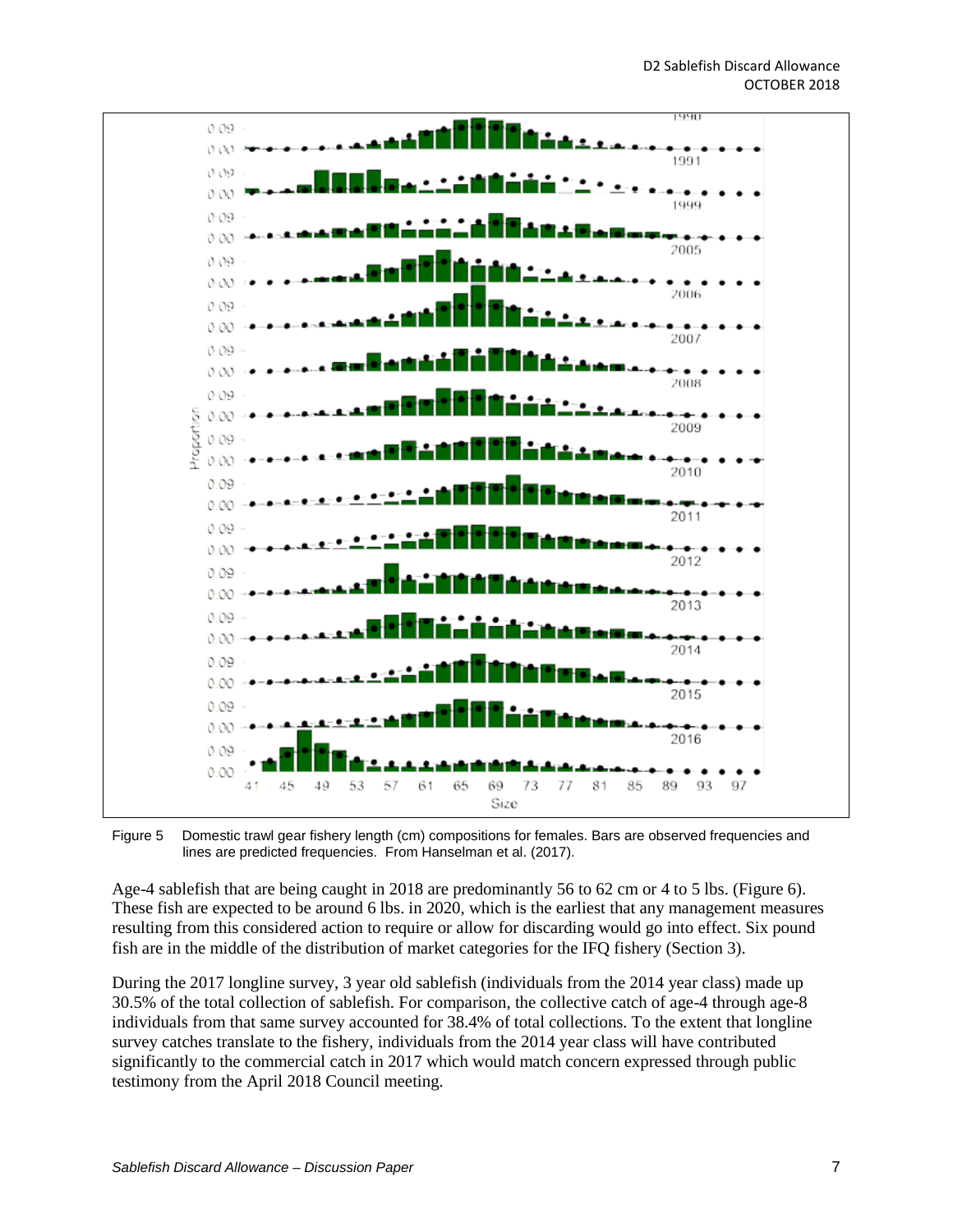Figure 5 Domestic trawl gear fishery length (cm) compositions for females. Bars are observed frequencies and lines are predicted frequencies. From Hanselman et al. (2017).

Age-4 sablefish that are being caught in 2018 are predominantly 56 to 62 cm or 4 to 5 lbs. (Figure 6). These fish are expected to be around 6 lbs. in 2020, which is the earliest that any management measures resulting from this considered action to require or allow for discarding would go into effect. Six pound fish are in the middle of the distribution of market categories for the IFQ fishery (Section 3).

During the 2017 longline survey, 3 year old sablefish (individuals from the 2014 year class) made up 30.5% of the total collection of sablefish. For comparison, the collective catch of age-4 through age-8 individuals from that same survey accounted for 38.4% of total collections. To the extent that longline survey catches translate to the fishery, individuals from the 2014 year class will have contributed significantly to the commercial catch in 2017 which would match concern expressed through public testimony from the April 2018 Council meeting.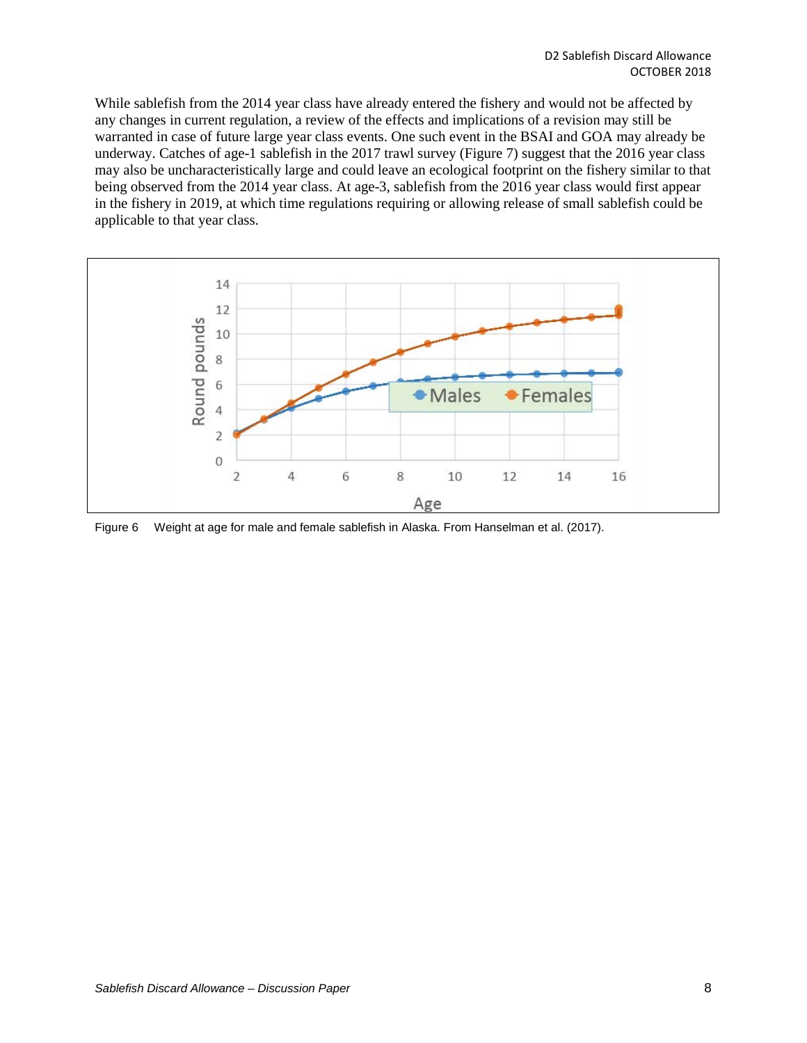While sablefish from the 2014 year class have already entered the fishery and would not be affected by any changes in current regulation, a review of the effects and implications of a revision may still be warranted in case of future large year class events. One such event in the BSAI and GOA may already be underway. Catches of age-1 sablefish in the 2017 trawl survey (Figure 7) suggest that the 2016 year class may also be uncharacteristically large and could leave an ecological footprint on the fishery similar to that being observed from the 2014 year class. At age-3, sablefish from the 2016 year class would first appear in the fishery in 2019, at which time regulations requiring or allowing release of small sablefish could be applicable to that year class.

Figure 6 Weight at age for male and female sablefish in Alaska. From Hanselman et al. (2017).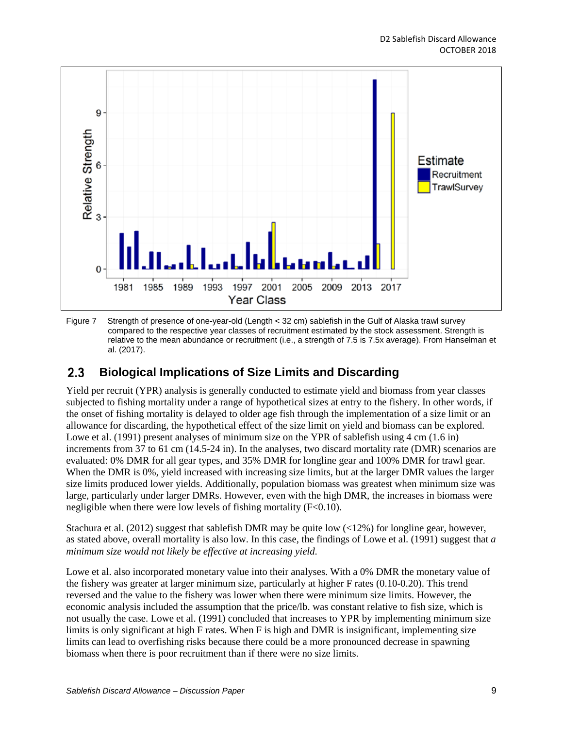Figure 7 Strength of presence of one-year-old (Length < 32 cm) sablefish in the Gulf of Alaska trawl survey compared to the respective year classes of recruitment estimated by the stock assessment. Strength is relative to the mean abundance or recruitment (i.e., a strength of 7.5 is 7.5x average). From Hanselman et al. (2017).

## 2.3 Biological Implications of Size Limits and Discarding

Yield per recruit (YPR) analysis is generally conducted to estimate yield and biomass from year classes subjected to fishing mortality under a range of hypothetical sizes at entry to the fishery. In other words, if the onset of fishing mortality is delayed to older age fish through the implementation of a size limit or an allowance for discarding, the hypothetical effect of the size limit on yield and biomass can be explored. Lowe et al. (1991) present analyses of minimum size on the YPR of sablefish using 4 cm (1.6 in) increments from 37 to 61 cm (14.5-24 in). In the analyses, two discard mortality rate (DMR) scenarios are evaluated: 0% DMR for all gear types, and 35% DMR for longline gear and 100% DMR for trawl gear. When the DMR is 0%, yield increased with increasing size limits, but at the larger DMR values the larger size limits produced lower yields. Additionally, population biomass was greatest when minimum size was large, particularly under larger DMRs. However, even with the high DMR, the increases in biomass were negligible when there were low levels of fishing mortality (F<0.10).

Stachura et al. (2012) suggest that sablefish DMR may be quite low (<12%) for longline gear, however, as stated above, overall mortality is also low. In this case, the findings of Lowe et al. (1991) suggest that *a minimum size would not likely be effective at increasing yield.*

Lowe et al. also incorporated monetary value into their analyses. With a 0% DMR the monetary value of the fishery was greater at larger minimum size, particularly at higher F rates (0.10-0.20). This trend reversed and the value to the fishery was lower when there were minimum size limits. However, the economic analysis included the assumption that the price/lb. was constant relative to fish size, which is not usually the case. Lowe et al. (1991) concluded that increases to YPR by implementing minimum size limits is only significant at high F rates. When F is high and DMR is insignificant, implementing size limits can lead to overfishing risks because there could be a more pronounced decrease in spawning biomass when there is poor recruitment than if there were no size limits.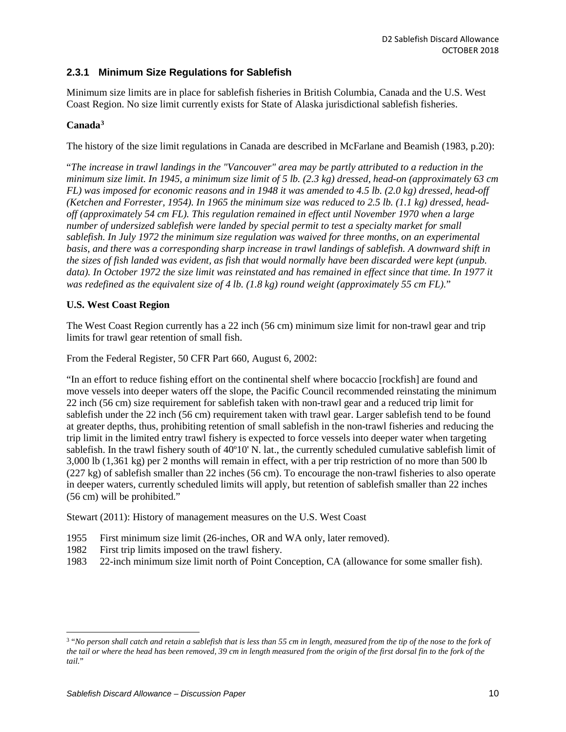### 2.3.1 Minimum Size Regulations for Sablefish

Minimum size limits are in place for sablefish fisheries in British Columbia, Canada and the U.S. West Coast Region. No size limit currently exists for State of Alaska jurisdictional sablefish fisheries.

**Canada**[3]

The history of the size limit regulations in Canada are described in McFarlane and Beamish (1983, p.20):

"*The increase in trawl landings in the "Vancouver" area may be partly attributed to a reduction in the minimum size limit. In 1945, a minimum size limit of 5 lb. (2.3 kg) dressed, head-on (approximately 63 cm FL) was imposed for economic reasons and in 1948 it was amended to 4.5 lb. (2.0 kg) dressed, head-off (Ketchen and Forrester, 1954). In 1965 the minimum size was reduced to 2.5 lb. (1.1 kg) dressed, head-off (approximately 54 cm FL). This regulation remained in effect until November 1970 when a large number of undersized sablefish were landed by special permit to test a specialty market for small sablefish. In July 1972 the minimum size regulation was waived for three months, on an experimental basis, and there was a corresponding sharp increase in trawl landings of sablefish. A downward shift in the sizes of fish landed was evident, as fish that would normally have been discarded were kept (unpub. data). In October 1972 the size limit was reinstated and has remained in effect since that time. In 1977 it was redefined as the equivalent size of 4 lb. (1.8 kg) round weight (approximately 55 cm FL).*"

**U.S. West Coast Region**

The West Coast Region currently has a 22 inch (56 cm) minimum size limit for non-trawl gear and trip limits for trawl gear retention of small fish.

From the Federal Register, 50 CFR Part 660, August 6, 2002:

"In an effort to reduce fishing effort on the continental shelf where bocaccio [rockfish] are found and move vessels into deeper waters off the slope, the Pacific Council recommended reinstating the minimum 22 inch (56 cm) size requirement for sablefish taken with non-trawl gear and a reduced trip limit for sablefish under the 22 inch (56 cm) requirement taken with trawl gear. Larger sablefish tend to be found at greater depths, thus, prohibiting retention of small sablefish in the non-trawl fisheries and reducing the trip limit in the limited entry trawl fishery is expected to force vessels into deeper water when targeting sablefish. In the trawl fishery south of 40º10' N. lat., the currently scheduled cumulative sablefish limit of 3,000 lb (1,361 kg) per 2 months will remain in effect, with a per trip restriction of no more than 500 lb (227 kg) of sablefish smaller than 22 inches (56 cm). To encourage the non-trawl fisheries to also operate in deeper waters, currently scheduled limits will apply, but retention of sablefish smaller than 22 inches (56 cm) will be prohibited."

Stewart (2011): History of management measures on the U.S. West Coast

- 1955 First minimum size limit (26-inches, OR and WA only, later removed).
- 1982 First trip limits imposed on the trawl fishery.
- 1983 22-inch minimum size limit north of Point Conception, CA (allowance for some smaller fish).

---

[3] "*No person shall catch and retain a sablefish that is less than 55 cm in length, measured from the tip of the nose to the fork of the tail or where the head has been removed, 39 cm in length measured from the origin of the first dorsal fin to the fork of the tail.*"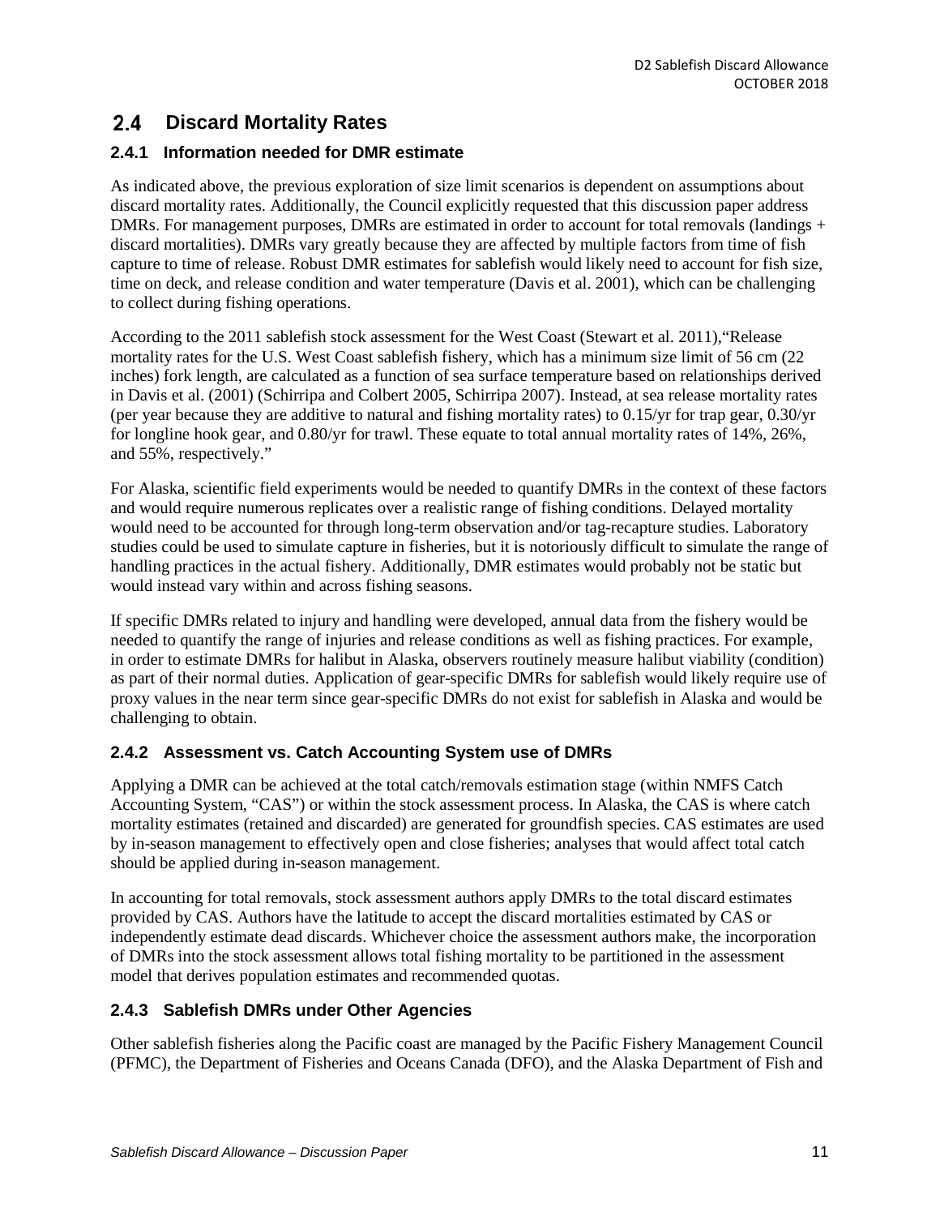## 2.4 Discard Mortality Rates

### 2.4.1 Information needed for DMR estimate

As indicated above, the previous exploration of size limit scenarios is dependent on assumptions about discard mortality rates. Additionally, the Council explicitly requested that this discussion paper address DMRs. For management purposes, DMRs are estimated in order to account for total removals (landings + discard mortalities). DMRs vary greatly because they are affected by multiple factors from time of fish capture to time of release. Robust DMR estimates for sablefish would likely need to account for fish size, time on deck, and release condition and water temperature (Davis et al. 2001), which can be challenging to collect during fishing operations.

According to the 2011 sablefish stock assessment for the West Coast (Stewart et al. 2011),"Release mortality rates for the U.S. West Coast sablefish fishery, which has a minimum size limit of 56 cm (22 inches) fork length, are calculated as a function of sea surface temperature based on relationships derived in Davis et al. (2001) (Schirripa and Colbert 2005, Schirripa 2007). Instead, at sea release mortality rates (per year because they are additive to natural and fishing mortality rates) to 0.15/yr for trap gear, 0.30/yr for longline hook gear, and 0.80/yr for trawl. These equate to total annual mortality rates of 14%, 26%, and 55%, respectively."

For Alaska, scientific field experiments would be needed to quantify DMRs in the context of these factors and would require numerous replicates over a realistic range of fishing conditions. Delayed mortality would need to be accounted for through long-term observation and/or tag-recapture studies. Laboratory studies could be used to simulate capture in fisheries, but it is notoriously difficult to simulate the range of handling practices in the actual fishery. Additionally, DMR estimates would probably not be static but would instead vary within and across fishing seasons.

If specific DMRs related to injury and handling were developed, annual data from the fishery would be needed to quantify the range of injuries and release conditions as well as fishing practices. For example, in order to estimate DMRs for halibut in Alaska, observers routinely measure halibut viability (condition) as part of their normal duties. Application of gear-specific DMRs for sablefish would likely require use of proxy values in the near term since gear-specific DMRs do not exist for sablefish in Alaska and would be challenging to obtain.

### 2.4.2 Assessment vs. Catch Accounting System use of DMRs

Applying a DMR can be achieved at the total catch/removals estimation stage (within NMFS Catch Accounting System, "CAS") or within the stock assessment process. In Alaska, the CAS is where catch mortality estimates (retained and discarded) are generated for groundfish species. CAS estimates are used by in-season management to effectively open and close fisheries; analyses that would affect total catch should be applied during in-season management.

In accounting for total removals, stock assessment authors apply DMRs to the total discard estimates provided by CAS. Authors have the latitude to accept the discard mortalities estimated by CAS or independently estimate dead discards. Whichever choice the assessment authors make, the incorporation of DMRs into the stock assessment allows total fishing mortality to be partitioned in the assessment model that derives population estimates and recommended quotas.

### 2.4.3 Sablefish DMRs under Other Agencies

Other sablefish fisheries along the Pacific coast are managed by the Pacific Fishery Management Council (PFMC), the Department of Fisheries and Oceans Canada (DFO), and the Alaska Department of Fish and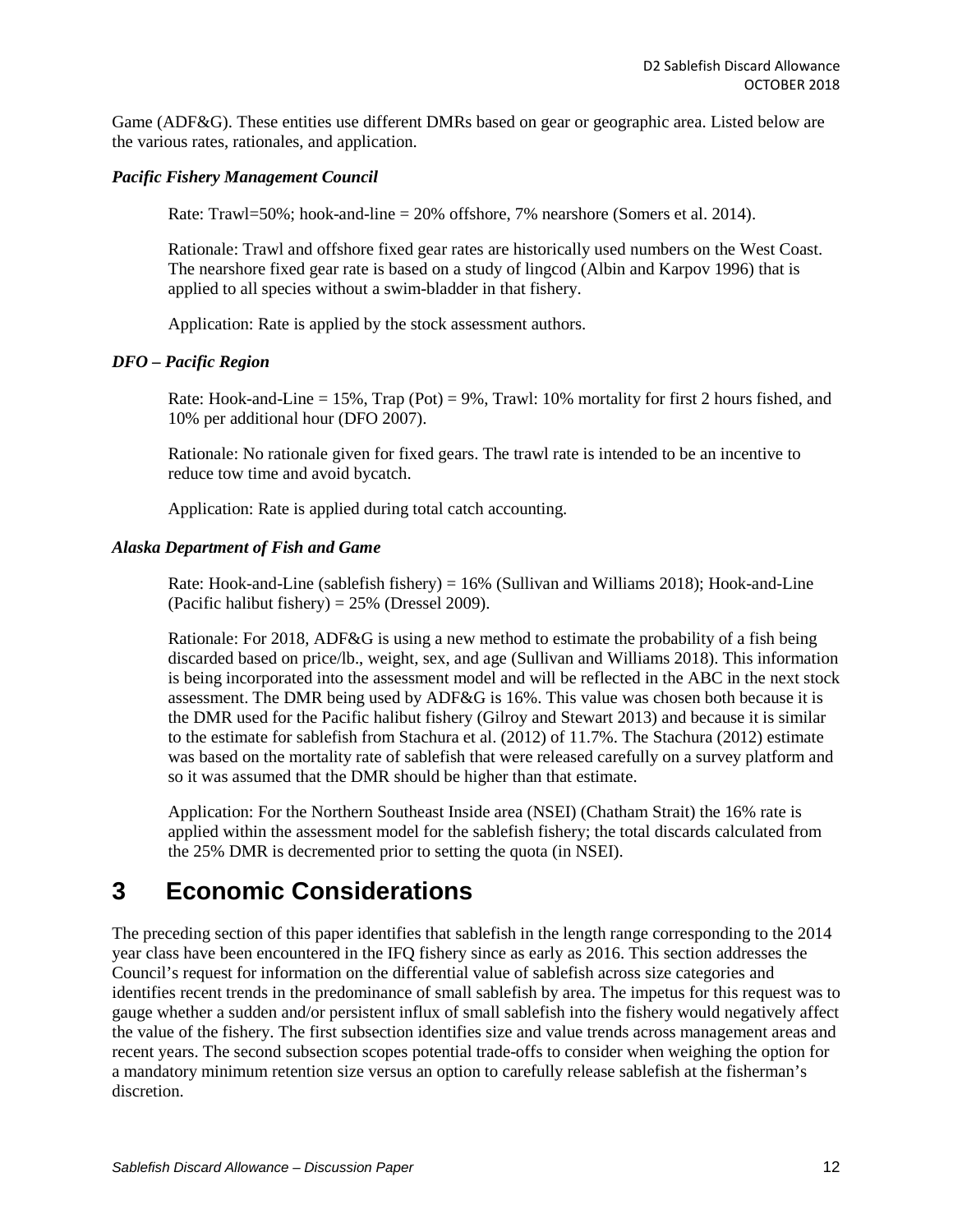Game (ADF&G). These entities use different DMRs based on gear or geographic area. Listed below are the various rates, rationales, and application.

***Pacific Fishery Management Council***

Rate: Trawl=50%; hook-and-line = 20% offshore, 7% nearshore (Somers et al. 2014).

Rationale: Trawl and offshore fixed gear rates are historically used numbers on the West Coast. The nearshore fixed gear rate is based on a study of lingcod (Albin and Karpov 1996) that is applied to all species without a swim-bladder in that fishery.

Application: Rate is applied by the stock assessment authors.

***DFO – Pacific Region***

Rate: Hook-and-Line = 15%, Trap (Pot) = 9%, Trawl: 10% mortality for first 2 hours fished, and 10% per additional hour (DFO 2007).

Rationale: No rationale given for fixed gears. The trawl rate is intended to be an incentive to reduce tow time and avoid bycatch.

Application: Rate is applied during total catch accounting.

***Alaska Department of Fish and Game***

Rate: Hook-and-Line (sablefish fishery) = 16% (Sullivan and Williams 2018); Hook-and-Line (Pacific halibut fishery) = 25% (Dressel 2009).

Rationale: For 2018, ADF&G is using a new method to estimate the probability of a fish being discarded based on price/lb., weight, sex, and age (Sullivan and Williams 2018). This information is being incorporated into the assessment model and will be reflected in the ABC in the next stock assessment. The DMR being used by ADF&G is 16%. This value was chosen both because it is the DMR used for the Pacific halibut fishery (Gilroy and Stewart 2013) and because it is similar to the estimate for sablefish from Stachura et al. (2012) of 11.7%. The Stachura (2012) estimate was based on the mortality rate of sablefish that were released carefully on a survey platform and so it was assumed that the DMR should be higher than that estimate.

Application: For the Northern Southeast Inside area (NSEI) (Chatham Strait) the 16% rate is applied within the assessment model for the sablefish fishery; the total discards calculated from the 25% DMR is decremented prior to setting the quota (in NSEI).

# 3 Economic Considerations

The preceding section of this paper identifies that sablefish in the length range corresponding to the 2014 year class have been encountered in the IFQ fishery since as early as 2016. This section addresses the Council's request for information on the differential value of sablefish across size categories and identifies recent trends in the predominance of small sablefish by area. The impetus for this request was to gauge whether a sudden and/or persistent influx of small sablefish into the fishery would negatively affect the value of the fishery. The first subsection identifies size and value trends across management areas and recent years. The second subsection scopes potential trade-offs to consider when weighing the option for a mandatory minimum retention size versus an option to carefully release sablefish at the fisherman's discretion.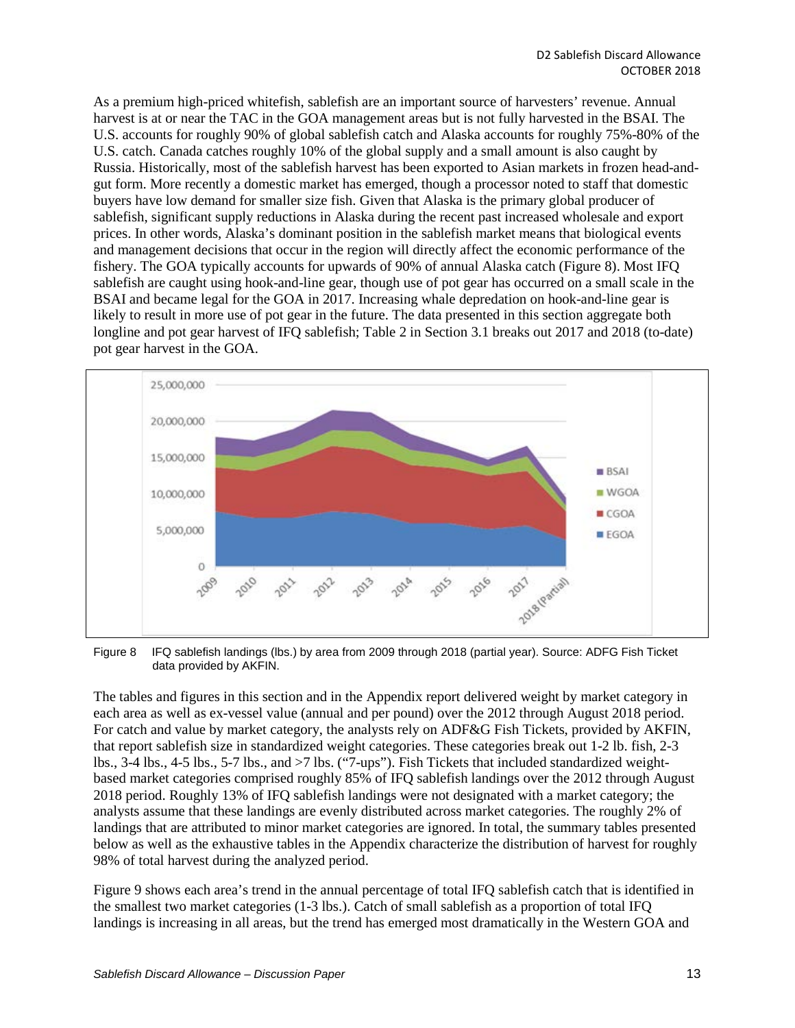As a premium high-priced whitefish, sablefish are an important source of harvesters' revenue. Annual harvest is at or near the TAC in the GOA management areas but is not fully harvested in the BSAI. The U.S. accounts for roughly 90% of global sablefish catch and Alaska accounts for roughly 75%-80% of the U.S. catch. Canada catches roughly 10% of the global supply and a small amount is also caught by Russia. Historically, most of the sablefish harvest has been exported to Asian markets in frozen head-and-gut form. More recently a domestic market has emerged, though a processor noted to staff that domestic buyers have low demand for smaller size fish. Given that Alaska is the primary global producer of sablefish, significant supply reductions in Alaska during the recent past increased wholesale and export prices. In other words, Alaska's dominant position in the sablefish market means that biological events and management decisions that occur in the region will directly affect the economic performance of the fishery. The GOA typically accounts for upwards of 90% of annual Alaska catch (Figure 8). Most IFQ sablefish are caught using hook-and-line gear, though use of pot gear has occurred on a small scale in the BSAI and became legal for the GOA in 2017. Increasing whale depredation on hook-and-line gear is likely to result in more use of pot gear in the future. The data presented in this section aggregate both longline and pot gear harvest of IFQ sablefish; Table 2 in Section 3.1 breaks out 2017 and 2018 (to-date) pot gear harvest in the GOA.

Figure 8 IFQ sablefish landings (lbs.) by area from 2009 through 2018 (partial year). Source: ADFG Fish Ticket data provided by AKFIN.

The tables and figures in this section and in the Appendix report delivered weight by market category in each area as well as ex-vessel value (annual and per pound) over the 2012 through August 2018 period. For catch and value by market category, the analysts rely on ADF&G Fish Tickets, provided by AKFIN, that report sablefish size in standardized weight categories. These categories break out 1-2 lb. fish, 2-3 lbs., 3-4 lbs., 4-5 lbs., 5-7 lbs., and >7 lbs. ("7-ups"). Fish Tickets that included standardized weight-based market categories comprised roughly 85% of IFQ sablefish landings over the 2012 through August 2018 period. Roughly 13% of IFQ sablefish landings were not designated with a market category; the analysts assume that these landings are evenly distributed across market categories. The roughly 2% of landings that are attributed to minor market categories are ignored. In total, the summary tables presented below as well as the exhaustive tables in the Appendix characterize the distribution of harvest for roughly 98% of total harvest during the analyzed period.

Figure 9 shows each area's trend in the annual percentage of total IFQ sablefish catch that is identified in the smallest two market categories (1-3 lbs.). Catch of small sablefish as a proportion of total IFQ landings is increasing in all areas, but the trend has emerged most dramatically in the Western GOA and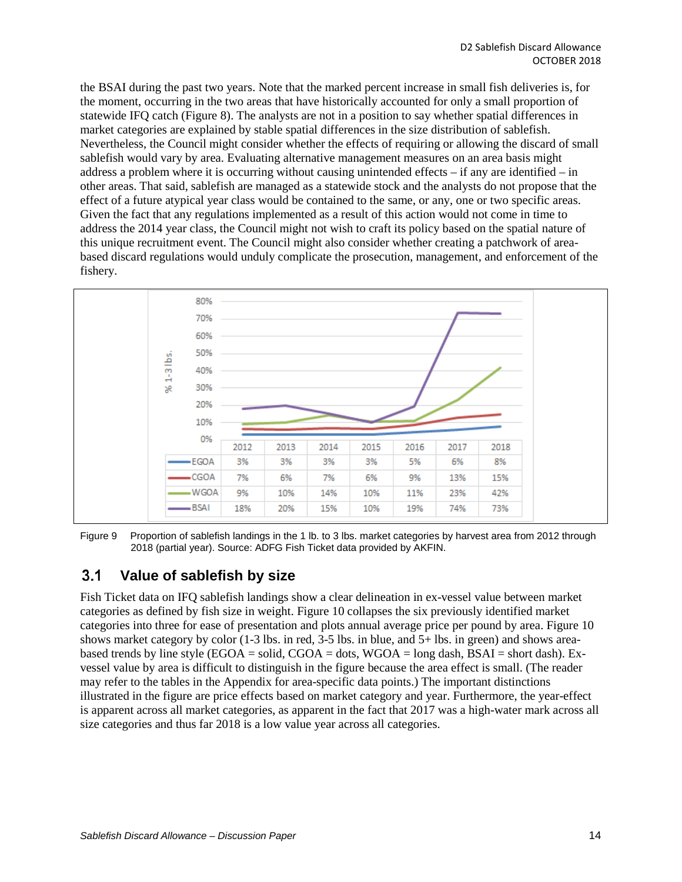the BSAI during the past two years. Note that the marked percent increase in small fish deliveries is, for the moment, occurring in the two areas that have historically accounted for only a small proportion of statewide IFQ catch (Figure 8). The analysts are not in a position to say whether spatial differences in market categories are explained by stable spatial differences in the size distribution of sablefish. Nevertheless, the Council might consider whether the effects of requiring or allowing the discard of small sablefish would vary by area. Evaluating alternative management measures on an area basis might address a problem where it is occurring without causing unintended effects – if any are identified – in other areas. That said, sablefish are managed as a statewide stock and the analysts do not propose that the effect of a future atypical year class would be contained to the same, or any, one or two specific areas. Given the fact that any regulations implemented as a result of this action would not come in time to address the 2014 year class, the Council might not wish to craft its policy based on the spatial nature of this unique recruitment event. The Council might also consider whether creating a patchwork of area-based discard regulations would unduly complicate the prosecution, management, and enforcement of the fishery.

| | 2012 | 2013 | 2014 | 2015 | 2016 | 2017 | 2018 |
|---|---|---|---|---|---|---|---|
| EGOA | 3% | 3% | 3% | 3% | 5% | 6% | 8% |
| CGOA | 7% | 6% | 7% | 6% | 9% | 13% | 15% |
| WGOA | 9% | 10% | 14% | 10% | 11% | 23% | 42% |
| BSAI | 18% | 20% | 15% | 10% | 19% | 74% | 73% |

Figure 9 Proportion of sablefish landings in the 1 lb. to 3 lbs. market categories by harvest area from 2012 through 2018 (partial year). Source: ADFG Fish Ticket data provided by AKFIN.

## 3.1 Value of sablefish by size

Fish Ticket data on IFQ sablefish landings show a clear delineation in ex-vessel value between market categories as defined by fish size in weight. Figure 10 collapses the six previously identified market categories into three for ease of presentation and plots annual average price per pound by area. Figure 10 shows market category by color (1-3 lbs. in red, 3-5 lbs. in blue, and 5+ lbs. in green) and shows area-based trends by line style (EGOA = solid, CGOA = dots, WGOA = long dash, BSAI = short dash). Ex-vessel value by area is difficult to distinguish in the figure because the area effect is small. (The reader may refer to the tables in the Appendix for area-specific data points.) The important distinctions illustrated in the figure are price effects based on market category and year. Furthermore, the year-effect is apparent across all market categories, as apparent in the fact that 2017 was a high-water mark across all size categories and thus far 2018 is a low value year across all categories.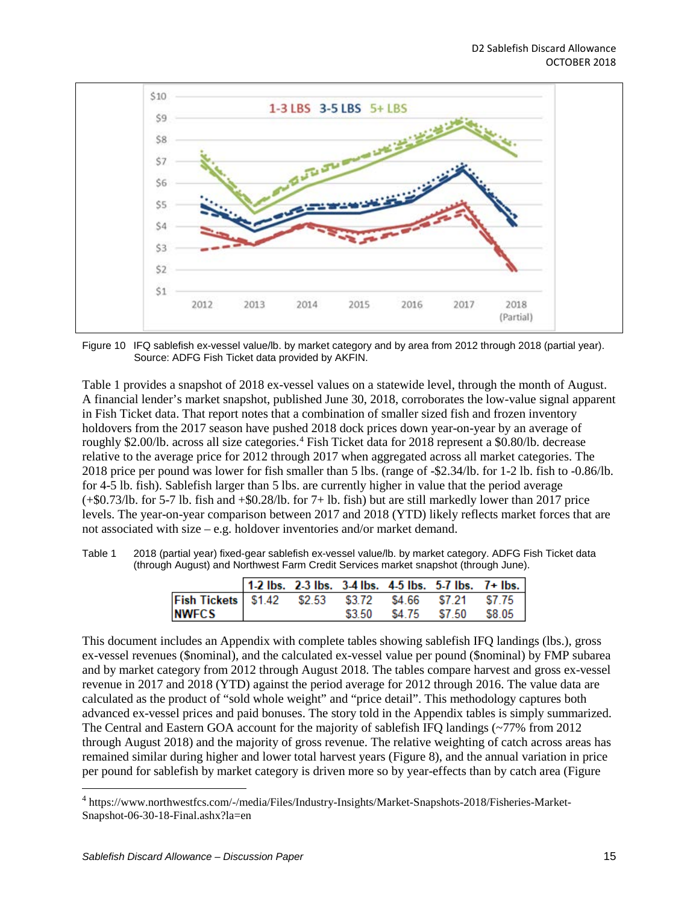Figure 10 IFQ sablefish ex-vessel value/lb. by market category and by area from 2012 through 2018 (partial year). Source: ADFG Fish Ticket data provided by AKFIN.

Table 1 provides a snapshot of 2018 ex-vessel values on a statewide level, through the month of August. A financial lender's market snapshot, published June 30, 2018, corroborates the low-value signal apparent in Fish Ticket data. That report notes that a combination of smaller sized fish and frozen inventory holdovers from the 2017 season have pushed 2018 dock prices down year-on-year by an average of roughly \$2.00/lb. across all size categories.[4] Fish Ticket data for 2018 represent a \$0.80/lb. decrease relative to the average price for 2012 through 2017 when aggregated across all market categories. The 2018 price per pound was lower for fish smaller than 5 lbs. (range of -\$2.34/lb. for 1-2 lb. fish to -0.86/lb. for 4-5 lb. fish). Sablefish larger than 5 lbs. are currently higher in value that the period average (+\$0.73/lb. for 5-7 lb. fish and +\$0.28/lb. for 7+ lb. fish) but are still markedly lower than 2017 price levels. The year-on-year comparison between 2017 and 2018 (YTD) likely reflects market forces that are not associated with size – e.g. holdover inventories and/or market demand.

Table 1 2018 (partial year) fixed-gear sablefish ex-vessel value/lb. by market category. ADFG Fish Ticket data (through August) and Northwest Farm Credit Services market snapshot (through June).

| | 1-2 lbs. | 2-3 lbs. | 3-4 lbs. | 4-5 lbs. | 5-7 lbs. | 7+ lbs. |
|---|---|---|---|---|---|---|
| **Fish Tickets** | \$1.42 | \$2.53 | \$3.72 | \$4.66 | \$7.21 | \$7.75 |
| **NWFCS** | | | \$3.50 | \$4.75 | \$7.50 | \$8.05 |

This document includes an Appendix with complete tables showing sablefish IFQ landings (lbs.), gross ex-vessel revenues (\$nominal), and the calculated ex-vessel value per pound (\$nominal) by FMP subarea and by market category from 2012 through August 2018. The tables compare harvest and gross ex-vessel revenue in 2017 and 2018 (YTD) against the period average for 2012 through 2016. The value data are calculated as the product of "sold whole weight" and "price detail". This methodology captures both advanced ex-vessel prices and paid bonuses. The story told in the Appendix tables is simply summarized. The Central and Eastern GOA account for the majority of sablefish IFQ landings (~77% from 2012 through August 2018) and the majority of gross revenue. The relative weighting of catch across areas has remained similar during higher and lower total harvest years (Figure 8), and the annual variation in price per pound for sablefish by market category is driven more so by year-effects than by catch area (Figure

[4] https://www.northwestfcs.com/-/media/Files/Industry-Insights/Market-Snapshots-2018/Fisheries-Market-Snapshot-06-30-18-Final.ashx?la=en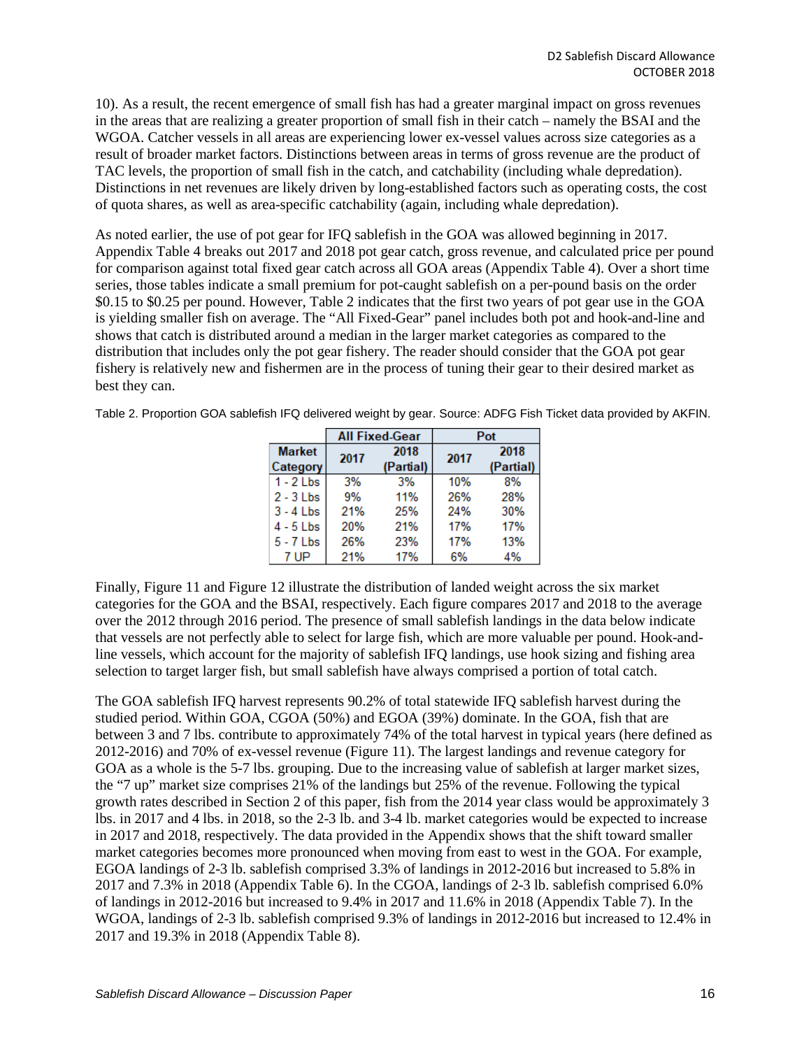10). As a result, the recent emergence of small fish has had a greater marginal impact on gross revenues in the areas that are realizing a greater proportion of small fish in their catch – namely the BSAI and the WGOA. Catcher vessels in all areas are experiencing lower ex-vessel values across size categories as a result of broader market factors. Distinctions between areas in terms of gross revenue are the product of TAC levels, the proportion of small fish in the catch, and catchability (including whale depredation). Distinctions in net revenues are likely driven by long-established factors such as operating costs, the cost of quota shares, as well as area-specific catchability (again, including whale depredation).

As noted earlier, the use of pot gear for IFQ sablefish in the GOA was allowed beginning in 2017. Appendix Table 4 breaks out 2017 and 2018 pot gear catch, gross revenue, and calculated price per pound for comparison against total fixed gear catch across all GOA areas (Appendix Table 4). Over a short time series, those tables indicate a small premium for pot-caught sablefish on a per-pound basis on the order \$0.15 to \$0.25 per pound. However, Table 2 indicates that the first two years of pot gear use in the GOA is yielding smaller fish on average. The "All Fixed-Gear" panel includes both pot and hook-and-line and shows that catch is distributed around a median in the larger market categories as compared to the distribution that includes only the pot gear fishery. The reader should consider that the GOA pot gear fishery is relatively new and fishermen are in the process of tuning their gear to their desired market as best they can.

Table 2. Proportion GOA sablefish IFQ delivered weight by gear. Source: ADFG Fish Ticket data provided by AKFIN.

| | All Fixed-Gear | | Pot | |
|---|---|---|---|---|
| Market Category | 2017 | 2018 (Partial) | 2017 | 2018 (Partial) |
| 1 - 2 Lbs | 3% | 3% | 10% | 8% |
| 2 - 3 Lbs | 9% | 11% | 26% | 28% |
| 3 - 4 Lbs | 21% | 25% | 24% | 30% |
| 4 - 5 Lbs | 20% | 21% | 17% | 17% |
| 5 - 7 Lbs | 26% | 23% | 17% | 13% |
| 7 UP | 21% | 17% | 6% | 4% |

Finally, Figure 11 and Figure 12 illustrate the distribution of landed weight across the six market categories for the GOA and the BSAI, respectively. Each figure compares 2017 and 2018 to the average over the 2012 through 2016 period. The presence of small sablefish landings in the data below indicate that vessels are not perfectly able to select for large fish, which are more valuable per pound. Hook-and-line vessels, which account for the majority of sablefish IFQ landings, use hook sizing and fishing area selection to target larger fish, but small sablefish have always comprised a portion of total catch.

The GOA sablefish IFQ harvest represents 90.2% of total statewide IFQ sablefish harvest during the studied period. Within GOA, CGOA (50%) and EGOA (39%) dominate. In the GOA, fish that are between 3 and 7 lbs. contribute to approximately 74% of the total harvest in typical years (here defined as 2012-2016) and 70% of ex-vessel revenue (Figure 11). The largest landings and revenue category for GOA as a whole is the 5-7 lbs. grouping. Due to the increasing value of sablefish at larger market sizes, the "7 up" market size comprises 21% of the landings but 25% of the revenue. Following the typical growth rates described in Section 2 of this paper, fish from the 2014 year class would be approximately 3 lbs. in 2017 and 4 lbs. in 2018, so the 2-3 lb. and 3-4 lb. market categories would be expected to increase in 2017 and 2018, respectively. The data provided in the Appendix shows that the shift toward smaller market categories becomes more pronounced when moving from east to west in the GOA. For example, EGOA landings of 2-3 lb. sablefish comprised 3.3% of landings in 2012-2016 but increased to 5.8% in 2017 and 7.3% in 2018 (Appendix Table 6). In the CGOA, landings of 2-3 lb. sablefish comprised 6.0% of landings in 2012-2016 but increased to 9.4% in 2017 and 11.6% in 2018 (Appendix Table 7). In the WGOA, landings of 2-3 lb. sablefish comprised 9.3% of landings in 2012-2016 but increased to 12.4% in 2017 and 19.3% in 2018 (Appendix Table 8).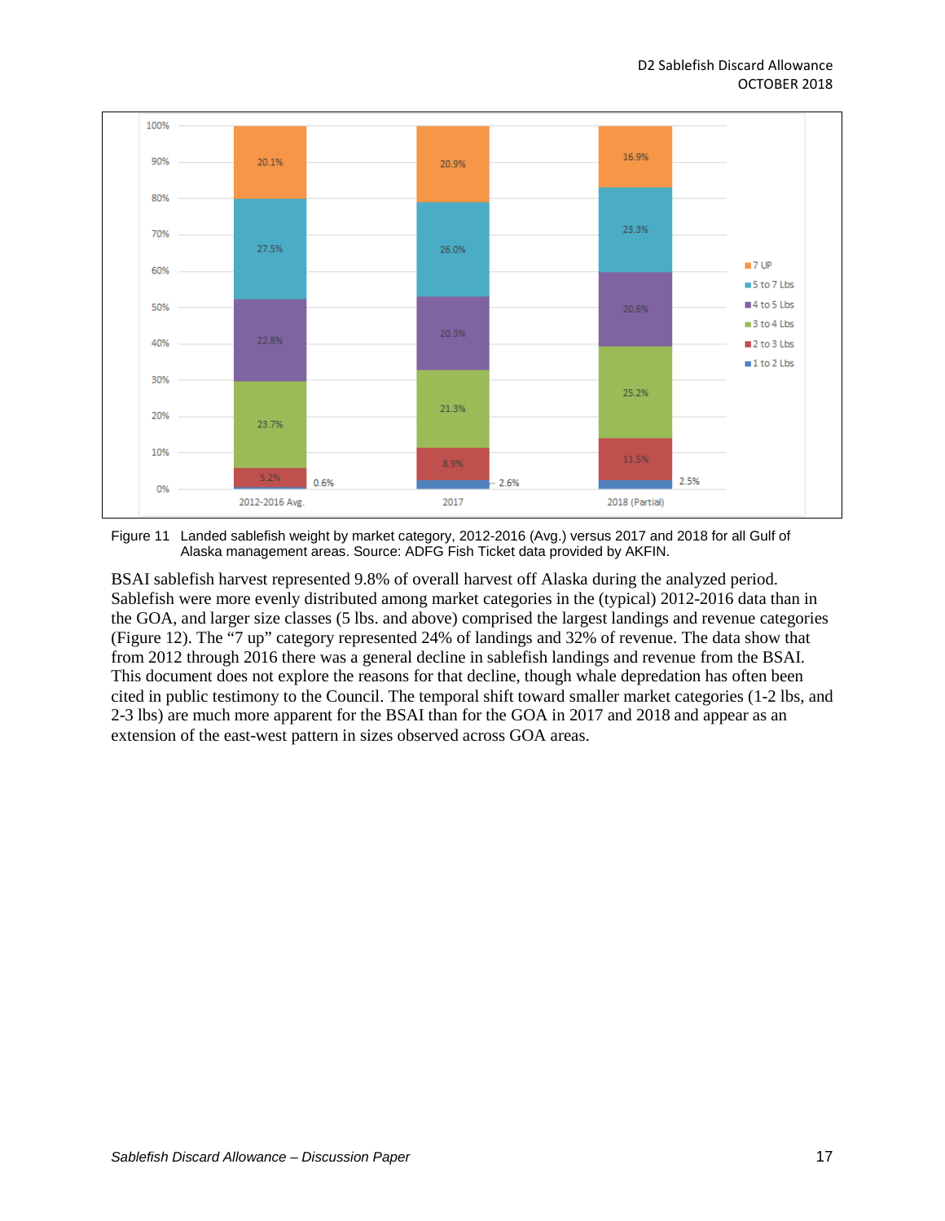Figure 11 Landed sablefish weight by market category, 2012-2016 (Avg.) versus 2017 and 2018 for all Gulf of Alaska management areas. Source: ADFG Fish Ticket data provided by AKFIN.

BSAI sablefish harvest represented 9.8% of overall harvest off Alaska during the analyzed period. Sablefish were more evenly distributed among market categories in the (typical) 2012-2016 data than in the GOA, and larger size classes (5 lbs. and above) comprised the largest landings and revenue categories (Figure 12). The "7 up" category represented 24% of landings and 32% of revenue. The data show that from 2012 through 2016 there was a general decline in sablefish landings and revenue from the BSAI. This document does not explore the reasons for that decline, though whale depredation has often been cited in public testimony to the Council. The temporal shift toward smaller market categories (1-2 lbs, and 2-3 lbs) are much more apparent for the BSAI than for the GOA in 2017 and 2018 and appear as an extension of the east-west pattern in sizes observed across GOA areas.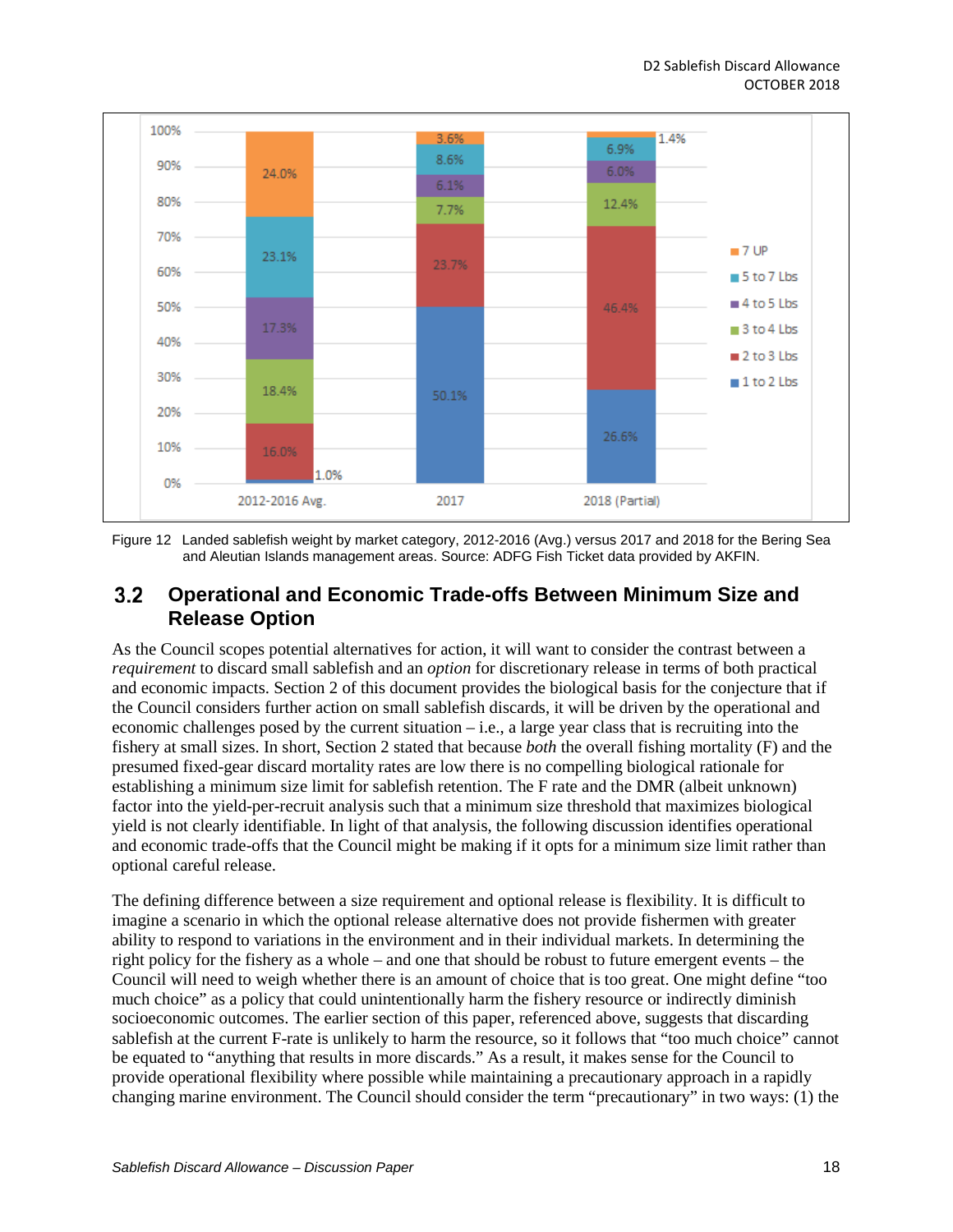Figure 12 Landed sablefish weight by market category, 2012-2016 (Avg.) versus 2017 and 2018 for the Bering Sea and Aleutian Islands management areas. Source: ADFG Fish Ticket data provided by AKFIN.

## 3.2 Operational and Economic Trade-offs Between Minimum Size and Release Option

As the Council scopes potential alternatives for action, it will want to consider the contrast between a *requirement* to discard small sablefish and an *option* for discretionary release in terms of both practical and economic impacts. Section 2 of this document provides the biological basis for the conjecture that if the Council considers further action on small sablefish discards, it will be driven by the operational and economic challenges posed by the current situation – i.e., a large year class that is recruiting into the fishery at small sizes. In short, Section 2 stated that because *both* the overall fishing mortality (F) and the presumed fixed-gear discard mortality rates are low there is no compelling biological rationale for establishing a minimum size limit for sablefish retention. The F rate and the DMR (albeit unknown) factor into the yield-per-recruit analysis such that a minimum size threshold that maximizes biological yield is not clearly identifiable. In light of that analysis, the following discussion identifies operational and economic trade-offs that the Council might be making if it opts for a minimum size limit rather than optional careful release.

The defining difference between a size requirement and optional release is flexibility. It is difficult to imagine a scenario in which the optional release alternative does not provide fishermen with greater ability to respond to variations in the environment and in their individual markets. In determining the right policy for the fishery as a whole – and one that should be robust to future emergent events – the Council will need to weigh whether there is an amount of choice that is too great. One might define "too much choice" as a policy that could unintentionally harm the fishery resource or indirectly diminish socioeconomic outcomes. The earlier section of this paper, referenced above, suggests that discarding sablefish at the current F-rate is unlikely to harm the resource, so it follows that "too much choice" cannot be equated to "anything that results in more discards." As a result, it makes sense for the Council to provide operational flexibility where possible while maintaining a precautionary approach in a rapidly changing marine environment. The Council should consider the term "precautionary" in two ways: (1) the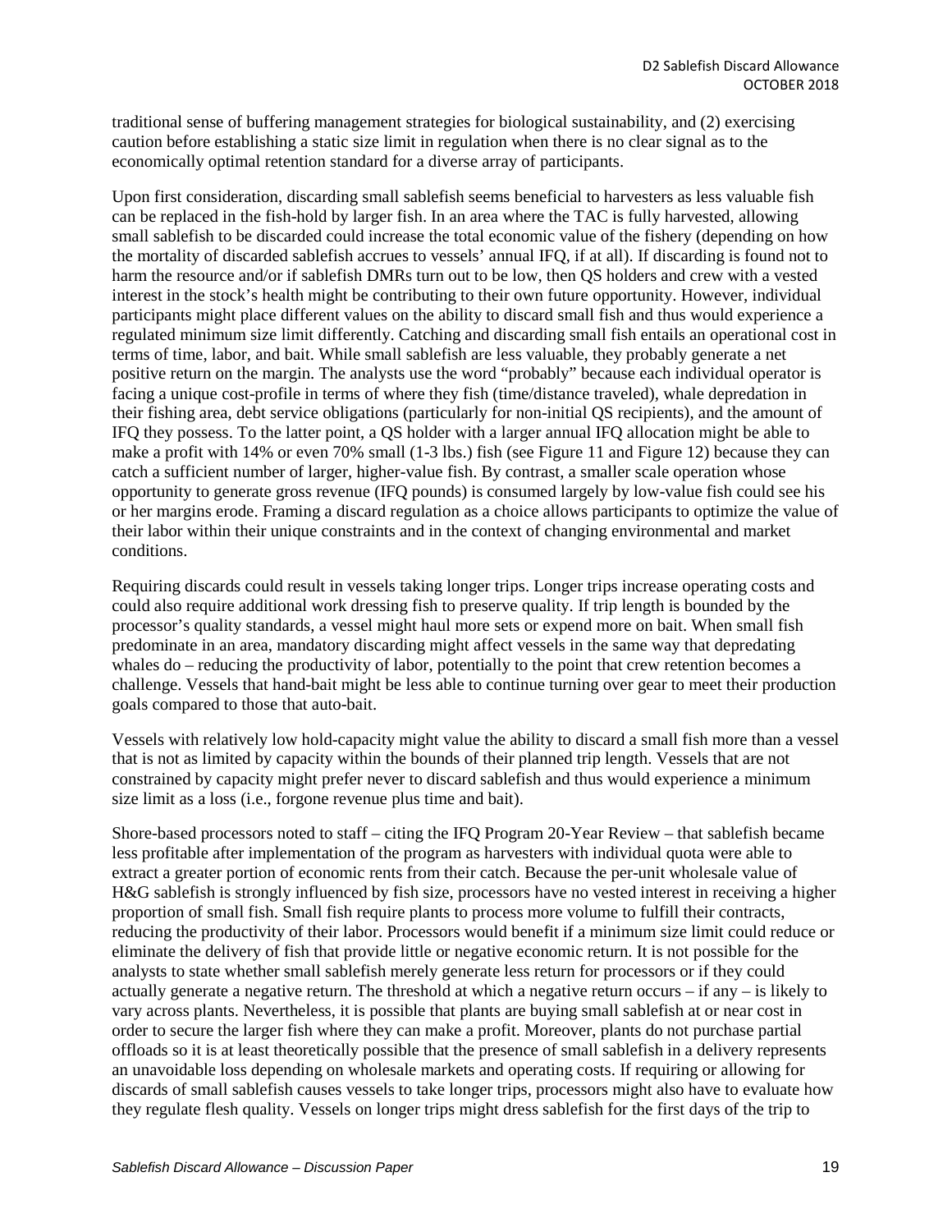traditional sense of buffering management strategies for biological sustainability, and (2) exercising caution before establishing a static size limit in regulation when there is no clear signal as to the economically optimal retention standard for a diverse array of participants.

Upon first consideration, discarding small sablefish seems beneficial to harvesters as less valuable fish can be replaced in the fish-hold by larger fish. In an area where the TAC is fully harvested, allowing small sablefish to be discarded could increase the total economic value of the fishery (depending on how the mortality of discarded sablefish accrues to vessels' annual IFQ, if at all). If discarding is found not to harm the resource and/or if sablefish DMRs turn out to be low, then QS holders and crew with a vested interest in the stock's health might be contributing to their own future opportunity. However, individual participants might place different values on the ability to discard small fish and thus would experience a regulated minimum size limit differently. Catching and discarding small fish entails an operational cost in terms of time, labor, and bait. While small sablefish are less valuable, they probably generate a net positive return on the margin. The analysts use the word "probably" because each individual operator is facing a unique cost-profile in terms of where they fish (time/distance traveled), whale depredation in their fishing area, debt service obligations (particularly for non-initial QS recipients), and the amount of IFQ they possess. To the latter point, a QS holder with a larger annual IFQ allocation might be able to make a profit with 14% or even 70% small (1-3 lbs.) fish (see Figure 11 and Figure 12) because they can catch a sufficient number of larger, higher-value fish. By contrast, a smaller scale operation whose opportunity to generate gross revenue (IFQ pounds) is consumed largely by low-value fish could see his or her margins erode. Framing a discard regulation as a choice allows participants to optimize the value of their labor within their unique constraints and in the context of changing environmental and market conditions.

Requiring discards could result in vessels taking longer trips. Longer trips increase operating costs and could also require additional work dressing fish to preserve quality. If trip length is bounded by the processor's quality standards, a vessel might haul more sets or expend more on bait. When small fish predominate in an area, mandatory discarding might affect vessels in the same way that depredating whales do – reducing the productivity of labor, potentially to the point that crew retention becomes a challenge. Vessels that hand-bait might be less able to continue turning over gear to meet their production goals compared to those that auto-bait.

Vessels with relatively low hold-capacity might value the ability to discard a small fish more than a vessel that is not as limited by capacity within the bounds of their planned trip length. Vessels that are not constrained by capacity might prefer never to discard sablefish and thus would experience a minimum size limit as a loss (i.e., forgone revenue plus time and bait).

Shore-based processors noted to staff – citing the IFQ Program 20-Year Review – that sablefish became less profitable after implementation of the program as harvesters with individual quota were able to extract a greater portion of economic rents from their catch. Because the per-unit wholesale value of H&G sablefish is strongly influenced by fish size, processors have no vested interest in receiving a higher proportion of small fish. Small fish require plants to process more volume to fulfill their contracts, reducing the productivity of their labor. Processors would benefit if a minimum size limit could reduce or eliminate the delivery of fish that provide little or negative economic return. It is not possible for the analysts to state whether small sablefish merely generate less return for processors or if they could actually generate a negative return. The threshold at which a negative return occurs – if any – is likely to vary across plants. Nevertheless, it is possible that plants are buying small sablefish at or near cost in order to secure the larger fish where they can make a profit. Moreover, plants do not purchase partial offloads so it is at least theoretically possible that the presence of small sablefish in a delivery represents an unavoidable loss depending on wholesale markets and operating costs. If requiring or allowing for discards of small sablefish causes vessels to take longer trips, processors might also have to evaluate how they regulate flesh quality. Vessels on longer trips might dress sablefish for the first days of the trip to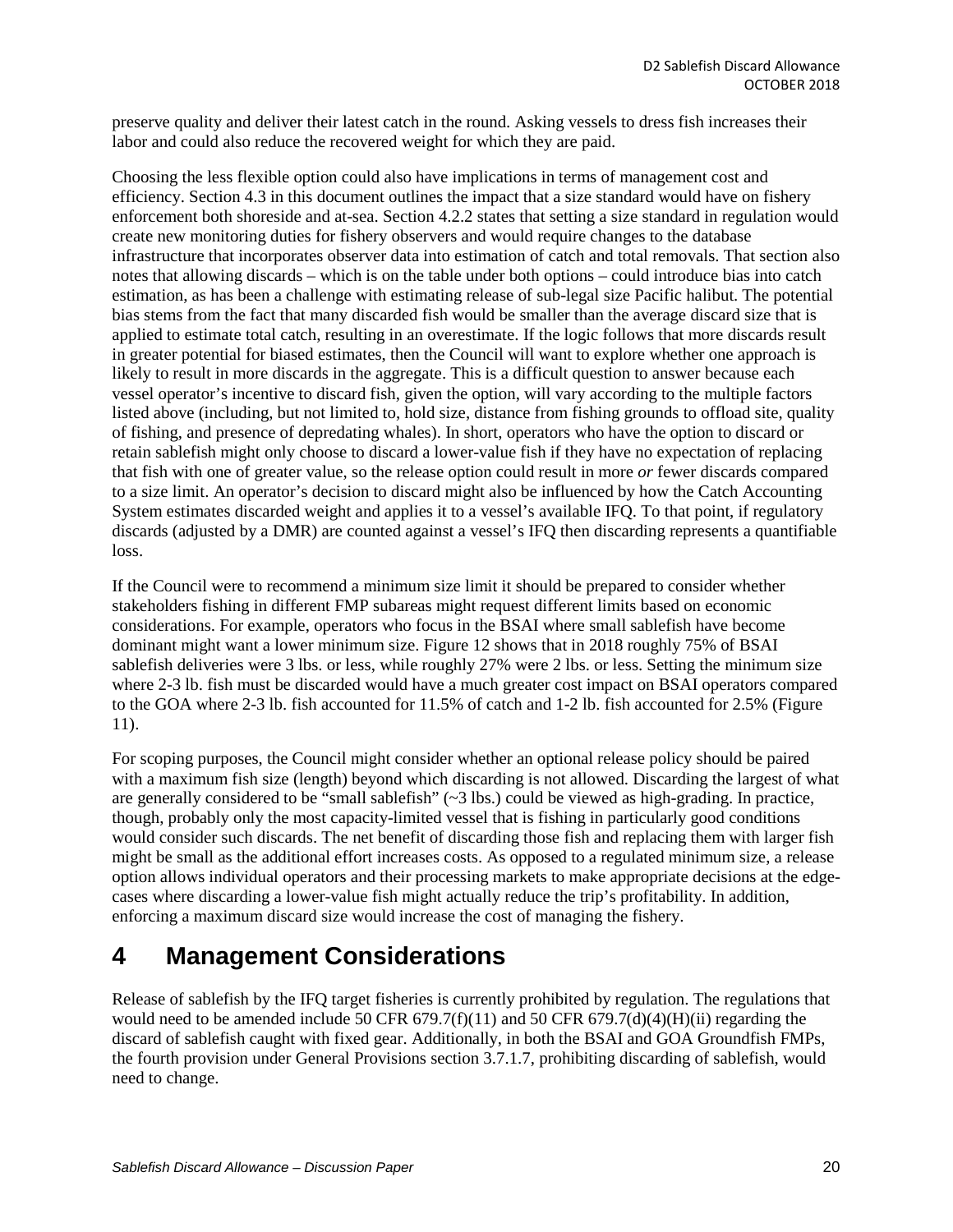preserve quality and deliver their latest catch in the round. Asking vessels to dress fish increases their labor and could also reduce the recovered weight for which they are paid.

Choosing the less flexible option could also have implications in terms of management cost and efficiency. Section 4.3 in this document outlines the impact that a size standard would have on fishery enforcement both shoreside and at-sea. Section 4.2.2 states that setting a size standard in regulation would create new monitoring duties for fishery observers and would require changes to the database infrastructure that incorporates observer data into estimation of catch and total removals. That section also notes that allowing discards – which is on the table under both options – could introduce bias into catch estimation, as has been a challenge with estimating release of sub-legal size Pacific halibut. The potential bias stems from the fact that many discarded fish would be smaller than the average discard size that is applied to estimate total catch, resulting in an overestimate. If the logic follows that more discards result in greater potential for biased estimates, then the Council will want to explore whether one approach is likely to result in more discards in the aggregate. This is a difficult question to answer because each vessel operator's incentive to discard fish, given the option, will vary according to the multiple factors listed above (including, but not limited to, hold size, distance from fishing grounds to offload site, quality of fishing, and presence of depredating whales). In short, operators who have the option to discard or retain sablefish might only choose to discard a lower-value fish if they have no expectation of replacing that fish with one of greater value, so the release option could result in more *or* fewer discards compared to a size limit. An operator's decision to discard might also be influenced by how the Catch Accounting System estimates discarded weight and applies it to a vessel's available IFQ. To that point, if regulatory discards (adjusted by a DMR) are counted against a vessel's IFQ then discarding represents a quantifiable loss.

If the Council were to recommend a minimum size limit it should be prepared to consider whether stakeholders fishing in different FMP subareas might request different limits based on economic considerations. For example, operators who focus in the BSAI where small sablefish have become dominant might want a lower minimum size. Figure 12 shows that in 2018 roughly 75% of BSAI sablefish deliveries were 3 lbs. or less, while roughly 27% were 2 lbs. or less. Setting the minimum size where 2-3 lb. fish must be discarded would have a much greater cost impact on BSAI operators compared to the GOA where 2-3 lb. fish accounted for 11.5% of catch and 1-2 lb. fish accounted for 2.5% (Figure 11).

For scoping purposes, the Council might consider whether an optional release policy should be paired with a maximum fish size (length) beyond which discarding is not allowed. Discarding the largest of what are generally considered to be "small sablefish" (~3 lbs.) could be viewed as high-grading. In practice, though, probably only the most capacity-limited vessel that is fishing in particularly good conditions would consider such discards. The net benefit of discarding those fish and replacing them with larger fish might be small as the additional effort increases costs. As opposed to a regulated minimum size, a release option allows individual operators and their processing markets to make appropriate decisions at the edge-cases where discarding a lower-value fish might actually reduce the trip's profitability. In addition, enforcing a maximum discard size would increase the cost of managing the fishery.

# 4 Management Considerations

Release of sablefish by the IFQ target fisheries is currently prohibited by regulation. The regulations that would need to be amended include 50 CFR 679.7(f)(11) and 50 CFR 679.7(d)(4)(H)(ii) regarding the discard of sablefish caught with fixed gear. Additionally, in both the BSAI and GOA Groundfish FMPs, the fourth provision under General Provisions section 3.7.1.7, prohibiting discarding of sablefish, would need to change.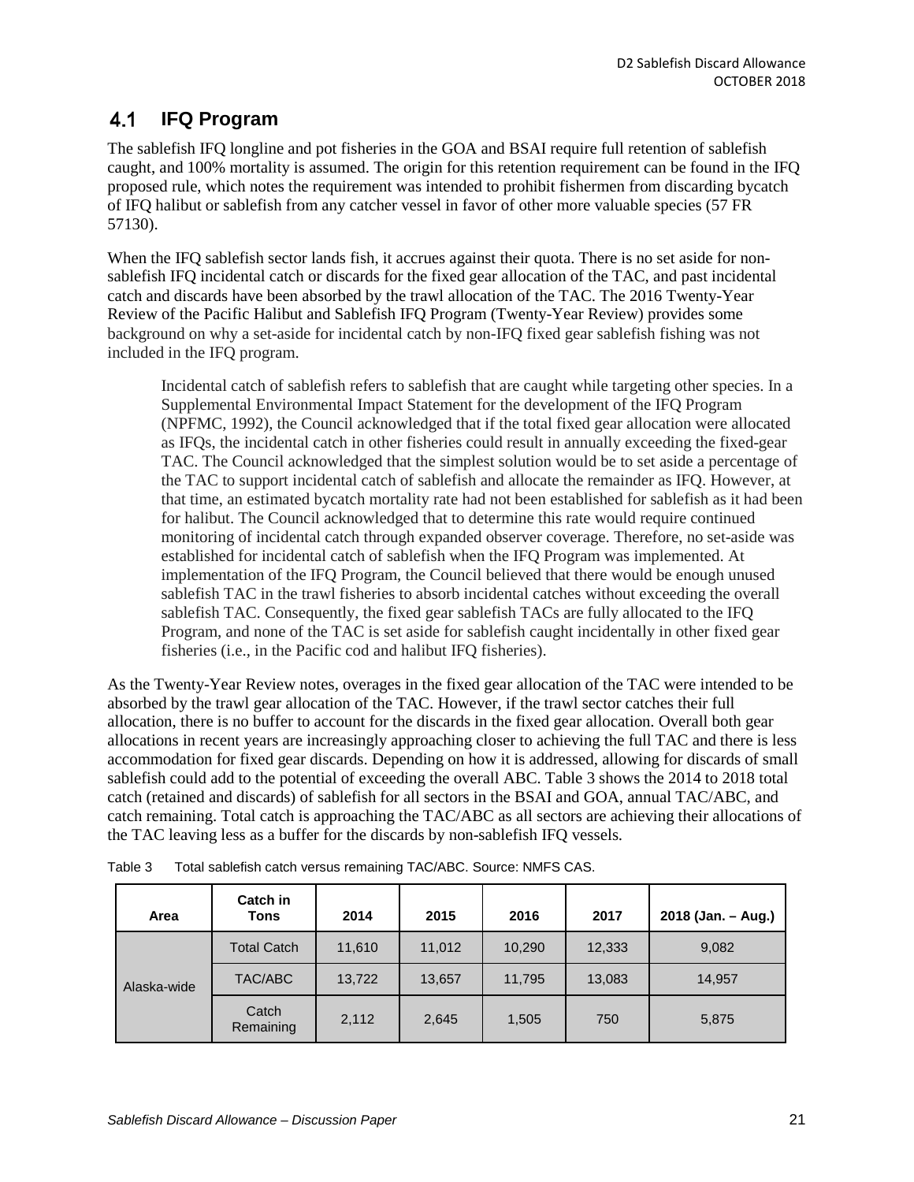## 4.1 IFQ Program

The sablefish IFQ longline and pot fisheries in the GOA and BSAI require full retention of sablefish caught, and 100% mortality is assumed. The origin for this retention requirement can be found in the IFQ proposed rule, which notes the requirement was intended to prohibit fishermen from discarding bycatch of IFQ halibut or sablefish from any catcher vessel in favor of other more valuable species (57 FR 57130).

When the IFQ sablefish sector lands fish, it accrues against their quota. There is no set aside for non-sablefish IFQ incidental catch or discards for the fixed gear allocation of the TAC, and past incidental catch and discards have been absorbed by the trawl allocation of the TAC. The 2016 Twenty-Year Review of the Pacific Halibut and Sablefish IFQ Program (Twenty-Year Review) provides some background on why a set-aside for incidental catch by non-IFQ fixed gear sablefish fishing was not included in the IFQ program.

> Incidental catch of sablefish refers to sablefish that are caught while targeting other species. In a Supplemental Environmental Impact Statement for the development of the IFQ Program (NPFMC, 1992), the Council acknowledged that if the total fixed gear allocation were allocated as IFQs, the incidental catch in other fisheries could result in annually exceeding the fixed-gear TAC. The Council acknowledged that the simplest solution would be to set aside a percentage of the TAC to support incidental catch of sablefish and allocate the remainder as IFQ. However, at that time, an estimated bycatch mortality rate had not been established for sablefish as it had been for halibut. The Council acknowledged that to determine this rate would require continued monitoring of incidental catch through expanded observer coverage. Therefore, no set-aside was established for incidental catch of sablefish when the IFQ Program was implemented. At implementation of the IFQ Program, the Council believed that there would be enough unused sablefish TAC in the trawl fisheries to absorb incidental catches without exceeding the overall sablefish TAC. Consequently, the fixed gear sablefish TACs are fully allocated to the IFQ Program, and none of the TAC is set aside for sablefish caught incidentally in other fixed gear fisheries (i.e., in the Pacific cod and halibut IFQ fisheries).

As the Twenty-Year Review notes, overages in the fixed gear allocation of the TAC were intended to be absorbed by the trawl gear allocation of the TAC. However, if the trawl sector catches their full allocation, there is no buffer to account for the discards in the fixed gear allocation. Overall both gear allocations in recent years are increasingly approaching closer to achieving the full TAC and there is less accommodation for fixed gear discards. Depending on how it is addressed, allowing for discards of small sablefish could add to the potential of exceeding the overall ABC. Table 3 shows the 2014 to 2018 total catch (retained and discards) of sablefish for all sectors in the BSAI and GOA, annual TAC/ABC, and catch remaining. Total catch is approaching the TAC/ABC as all sectors are achieving their allocations of the TAC leaving less as a buffer for the discards by non-sablefish IFQ vessels.

Table 3 Total sablefish catch versus remaining TAC/ABC. Source: NMFS CAS.

| Area | Catch in Tons | 2014 | 2015 | 2016 | 2017 | 2018 (Jan. – Aug.) |
|---|---|---|---|---|---|---|
| Alaska-wide | Total Catch | 11,610 | 11,012 | 10,290 | 12,333 | 9,082 |
| | TAC/ABC | 13,722 | 13,657 | 11,795 | 13,083 | 14,957 |
| | Catch Remaining | 2,112 | 2,645 | 1,505 | 750 | 5,875 |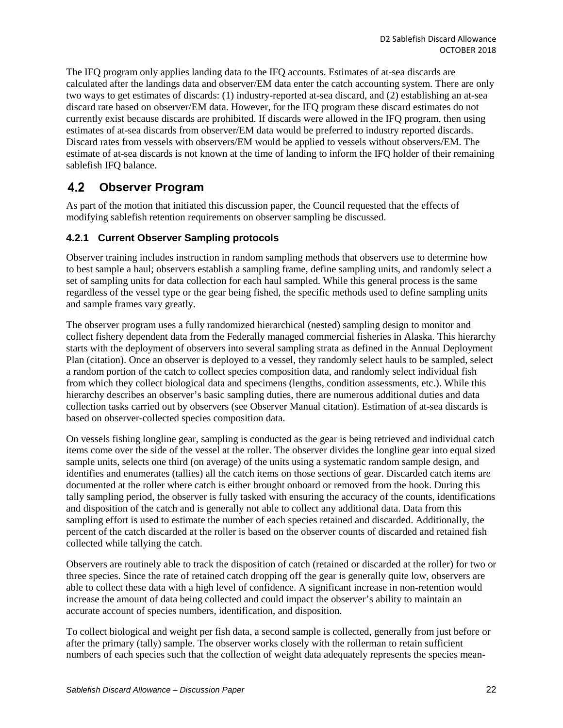The IFQ program only applies landing data to the IFQ accounts. Estimates of at-sea discards are calculated after the landings data and observer/EM data enter the catch accounting system. There are only two ways to get estimates of discards: (1) industry-reported at-sea discard, and (2) establishing an at-sea discard rate based on observer/EM data. However, for the IFQ program these discard estimates do not currently exist because discards are prohibited. If discards were allowed in the IFQ program, then using estimates of at-sea discards from observer/EM data would be preferred to industry reported discards. Discard rates from vessels with observers/EM would be applied to vessels without observers/EM. The estimate of at-sea discards is not known at the time of landing to inform the IFQ holder of their remaining sablefish IFQ balance.

## 4.2 Observer Program

As part of the motion that initiated this discussion paper, the Council requested that the effects of modifying sablefish retention requirements on observer sampling be discussed.

### 4.2.1 Current Observer Sampling protocols

Observer training includes instruction in random sampling methods that observers use to determine how to best sample a haul; observers establish a sampling frame, define sampling units, and randomly select a set of sampling units for data collection for each haul sampled. While this general process is the same regardless of the vessel type or the gear being fished, the specific methods used to define sampling units and sample frames vary greatly.

The observer program uses a fully randomized hierarchical (nested) sampling design to monitor and collect fishery dependent data from the Federally managed commercial fisheries in Alaska. This hierarchy starts with the deployment of observers into several sampling strata as defined in the Annual Deployment Plan (citation). Once an observer is deployed to a vessel, they randomly select hauls to be sampled, select a random portion of the catch to collect species composition data, and randomly select individual fish from which they collect biological data and specimens (lengths, condition assessments, etc.). While this hierarchy describes an observer's basic sampling duties, there are numerous additional duties and data collection tasks carried out by observers (see Observer Manual citation). Estimation of at-sea discards is based on observer-collected species composition data.

On vessels fishing longline gear, sampling is conducted as the gear is being retrieved and individual catch items come over the side of the vessel at the roller. The observer divides the longline gear into equal sized sample units, selects one third (on average) of the units using a systematic random sample design, and identifies and enumerates (tallies) all the catch items on those sections of gear. Discarded catch items are documented at the roller where catch is either brought onboard or removed from the hook. During this tally sampling period, the observer is fully tasked with ensuring the accuracy of the counts, identifications and disposition of the catch and is generally not able to collect any additional data. Data from this sampling effort is used to estimate the number of each species retained and discarded. Additionally, the percent of the catch discarded at the roller is based on the observer counts of discarded and retained fish collected while tallying the catch.

Observers are routinely able to track the disposition of catch (retained or discarded at the roller) for two or three species. Since the rate of retained catch dropping off the gear is generally quite low, observers are able to collect these data with a high level of confidence. A significant increase in non-retention would increase the amount of data being collected and could impact the observer's ability to maintain an accurate account of species numbers, identification, and disposition.

To collect biological and weight per fish data, a second sample is collected, generally from just before or after the primary (tally) sample. The observer works closely with the rollerman to retain sufficient numbers of each species such that the collection of weight data adequately represents the species mean-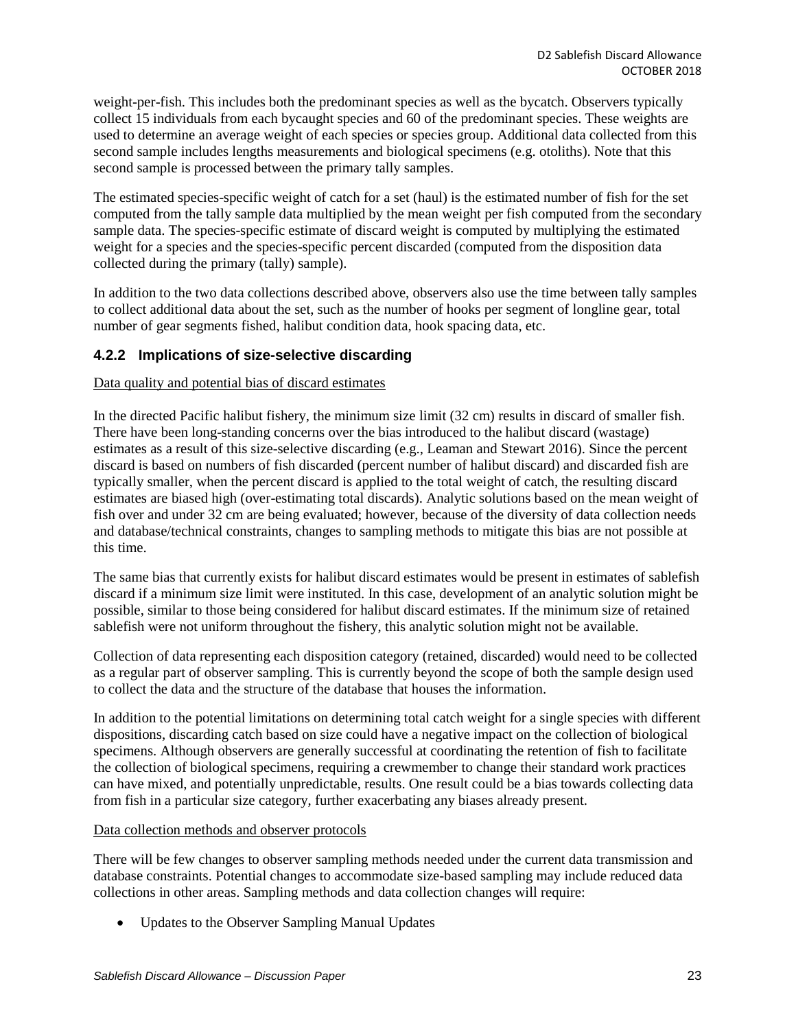weight-per-fish. This includes both the predominant species as well as the bycatch. Observers typically collect 15 individuals from each bycaught species and 60 of the predominant species. These weights are used to determine an average weight of each species or species group. Additional data collected from this second sample includes lengths measurements and biological specimens (e.g. otoliths). Note that this second sample is processed between the primary tally samples.

The estimated species-specific weight of catch for a set (haul) is the estimated number of fish for the set computed from the tally sample data multiplied by the mean weight per fish computed from the secondary sample data. The species-specific estimate of discard weight is computed by multiplying the estimated weight for a species and the species-specific percent discarded (computed from the disposition data collected during the primary (tally) sample).

In addition to the two data collections described above, observers also use the time between tally samples to collect additional data about the set, such as the number of hooks per segment of longline gear, total number of gear segments fished, halibut condition data, hook spacing data, etc.

### 4.2.2 Implications of size-selective discarding

<u>Data quality and potential bias of discard estimates</u>

In the directed Pacific halibut fishery, the minimum size limit (32 cm) results in discard of smaller fish. There have been long-standing concerns over the bias introduced to the halibut discard (wastage) estimates as a result of this size-selective discarding (e.g., Leaman and Stewart 2016). Since the percent discard is based on numbers of fish discarded (percent number of halibut discard) and discarded fish are typically smaller, when the percent discard is applied to the total weight of catch, the resulting discard estimates are biased high (over-estimating total discards). Analytic solutions based on the mean weight of fish over and under 32 cm are being evaluated; however, because of the diversity of data collection needs and database/technical constraints, changes to sampling methods to mitigate this bias are not possible at this time.

The same bias that currently exists for halibut discard estimates would be present in estimates of sablefish discard if a minimum size limit were instituted. In this case, development of an analytic solution might be possible, similar to those being considered for halibut discard estimates. If the minimum size of retained sablefish were not uniform throughout the fishery, this analytic solution might not be available.

Collection of data representing each disposition category (retained, discarded) would need to be collected as a regular part of observer sampling. This is currently beyond the scope of both the sample design used to collect the data and the structure of the database that houses the information.

In addition to the potential limitations on determining total catch weight for a single species with different dispositions, discarding catch based on size could have a negative impact on the collection of biological specimens. Although observers are generally successful at coordinating the retention of fish to facilitate the collection of biological specimens, requiring a crewmember to change their standard work practices can have mixed, and potentially unpredictable, results. One result could be a bias towards collecting data from fish in a particular size category, further exacerbating any biases already present.

<u>Data collection methods and observer protocols</u>

There will be few changes to observer sampling methods needed under the current data transmission and database constraints. Potential changes to accommodate size-based sampling may include reduced data collections in other areas. Sampling methods and data collection changes will require:

- Updates to the Observer Sampling Manual Updates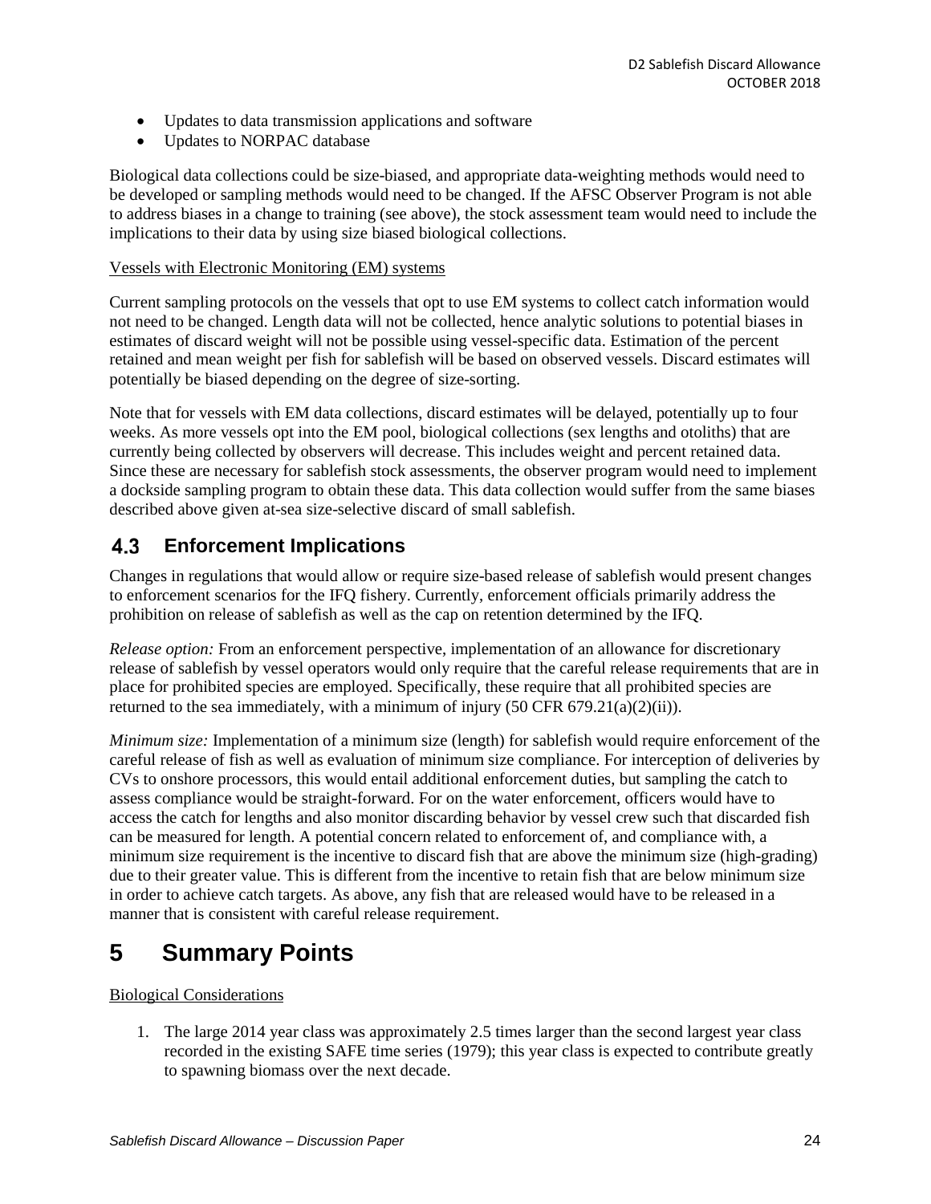- Updates to data transmission applications and software
- Updates to NORPAC database

Biological data collections could be size-biased, and appropriate data-weighting methods would need to be developed or sampling methods would need to be changed. If the AFSC Observer Program is not able to address biases in a change to training (see above), the stock assessment team would need to include the implications to their data by using size biased biological collections.

Vessels with Electronic Monitoring (EM) systems

Current sampling protocols on the vessels that opt to use EM systems to collect catch information would not need to be changed. Length data will not be collected, hence analytic solutions to potential biases in estimates of discard weight will not be possible using vessel-specific data. Estimation of the percent retained and mean weight per fish for sablefish will be based on observed vessels. Discard estimates will potentially be biased depending on the degree of size-sorting.

Note that for vessels with EM data collections, discard estimates will be delayed, potentially up to four weeks. As more vessels opt into the EM pool, biological collections (sex lengths and otoliths) that are currently being collected by observers will decrease. This includes weight and percent retained data. Since these are necessary for sablefish stock assessments, the observer program would need to implement a dockside sampling program to obtain these data. This data collection would suffer from the same biases described above given at-sea size-selective discard of small sablefish.

## 4.3 Enforcement Implications

Changes in regulations that would allow or require size-based release of sablefish would present changes to enforcement scenarios for the IFQ fishery. Currently, enforcement officials primarily address the prohibition on release of sablefish as well as the cap on retention determined by the IFQ.

*Release option:* From an enforcement perspective, implementation of an allowance for discretionary release of sablefish by vessel operators would only require that the careful release requirements that are in place for prohibited species are employed. Specifically, these require that all prohibited species are returned to the sea immediately, with a minimum of injury (50 CFR 679.21(a)(2)(ii)).

*Minimum size:* Implementation of a minimum size (length) for sablefish would require enforcement of the careful release of fish as well as evaluation of minimum size compliance. For interception of deliveries by CVs to onshore processors, this would entail additional enforcement duties, but sampling the catch to assess compliance would be straight-forward. For on the water enforcement, officers would have to access the catch for lengths and also monitor discarding behavior by vessel crew such that discarded fish can be measured for length. A potential concern related to enforcement of, and compliance with, a minimum size requirement is the incentive to discard fish that are above the minimum size (high-grading) due to their greater value. This is different from the incentive to retain fish that are below minimum size in order to achieve catch targets. As above, any fish that are released would have to be released in a manner that is consistent with careful release requirement.

# 5 Summary Points

Biological Considerations

1. The large 2014 year class was approximately 2.5 times larger than the second largest year class recorded in the existing SAFE time series (1979); this year class is expected to contribute greatly to spawning biomass over the next decade.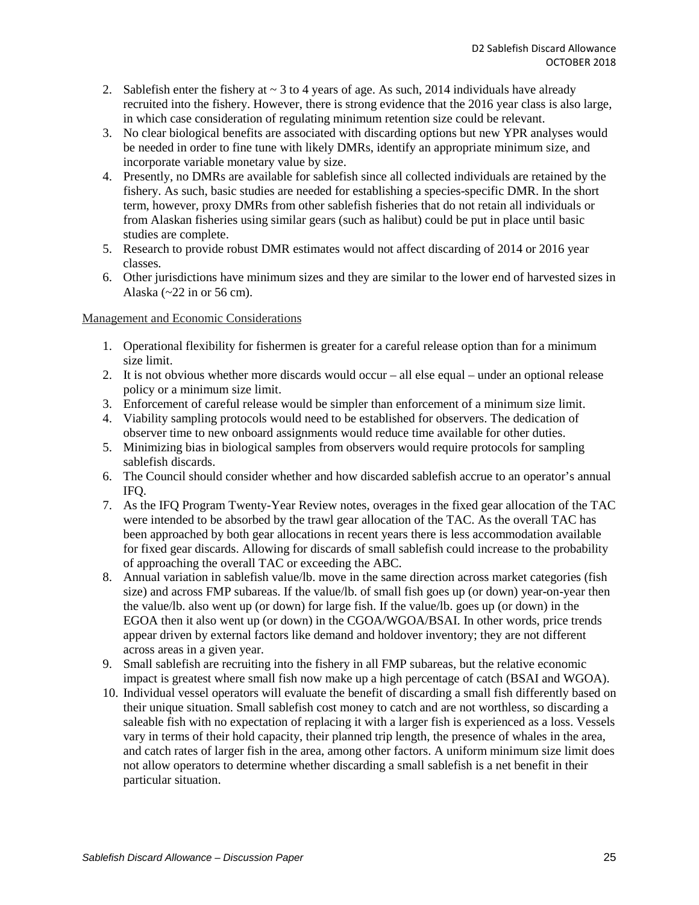2. Sablefish enter the fishery at ~ 3 to 4 years of age. As such, 2014 individuals have already recruited into the fishery. However, there is strong evidence that the 2016 year class is also large, in which case consideration of regulating minimum retention size could be relevant.
3. No clear biological benefits are associated with discarding options but new YPR analyses would be needed in order to fine tune with likely DMRs, identify an appropriate minimum size, and incorporate variable monetary value by size.
4. Presently, no DMRs are available for sablefish since all collected individuals are retained by the fishery. As such, basic studies are needed for establishing a species-specific DMR. In the short term, however, proxy DMRs from other sablefish fisheries that do not retain all individuals or from Alaskan fisheries using similar gears (such as halibut) could be put in place until basic studies are complete.
5. Research to provide robust DMR estimates would not affect discarding of 2014 or 2016 year classes.
6. Other jurisdictions have minimum sizes and they are similar to the lower end of harvested sizes in Alaska (~22 in or 56 cm).

Management and Economic Considerations

1. Operational flexibility for fishermen is greater for a careful release option than for a minimum size limit.
2. It is not obvious whether more discards would occur – all else equal – under an optional release policy or a minimum size limit.
3. Enforcement of careful release would be simpler than enforcement of a minimum size limit.
4. Viability sampling protocols would need to be established for observers. The dedication of observer time to new onboard assignments would reduce time available for other duties.
5. Minimizing bias in biological samples from observers would require protocols for sampling sablefish discards.
6. The Council should consider whether and how discarded sablefish accrue to an operator's annual IFQ.
7. As the IFQ Program Twenty-Year Review notes, overages in the fixed gear allocation of the TAC were intended to be absorbed by the trawl gear allocation of the TAC. As the overall TAC has been approached by both gear allocations in recent years there is less accommodation available for fixed gear discards. Allowing for discards of small sablefish could increase to the probability of approaching the overall TAC or exceeding the ABC.
8. Annual variation in sablefish value/lb. move in the same direction across market categories (fish size) and across FMP subareas. If the value/lb. of small fish goes up (or down) year-on-year then the value/lb. also went up (or down) for large fish. If the value/lb. goes up (or down) in the EGOA then it also went up (or down) in the CGOA/WGOA/BSAI. In other words, price trends appear driven by external factors like demand and holdover inventory; they are not different across areas in a given year.
9. Small sablefish are recruiting into the fishery in all FMP subareas, but the relative economic impact is greatest where small fish now make up a high percentage of catch (BSAI and WGOA).
10. Individual vessel operators will evaluate the benefit of discarding a small fish differently based on their unique situation. Small sablefish cost money to catch and are not worthless, so discarding a saleable fish with no expectation of replacing it with a larger fish is experienced as a loss. Vessels vary in terms of their hold capacity, their planned trip length, the presence of whales in the area, and catch rates of larger fish in the area, among other factors. A uniform minimum size limit does not allow operators to determine whether discarding a small sablefish is a net benefit in their particular situation.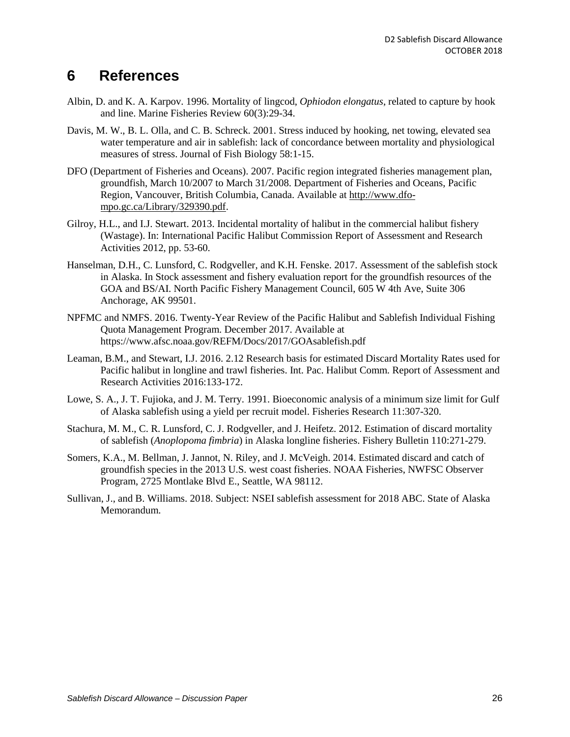# 6 References

Albin, D. and K. A. Karpov. 1996. Mortality of lingcod, *Ophiodon elongatus*, related to capture by hook and line. Marine Fisheries Review 60(3):29-34.

Davis, M. W., B. L. Olla, and C. B. Schreck. 2001. Stress induced by hooking, net towing, elevated sea water temperature and air in sablefish: lack of concordance between mortality and physiological measures of stress. Journal of Fish Biology 58:1-15.

DFO (Department of Fisheries and Oceans). 2007. Pacific region integrated fisheries management plan, groundfish, March 10/2007 to March 31/2008. Department of Fisheries and Oceans, Pacific Region, Vancouver, British Columbia, Canada. Available at http://www.dfo-mpo.gc.ca/Library/329390.pdf.

Gilroy, H.L., and I.J. Stewart. 2013. Incidental mortality of halibut in the commercial halibut fishery (Wastage). In: International Pacific Halibut Commission Report of Assessment and Research Activities 2012, pp. 53-60.

Hanselman, D.H., C. Lunsford, C. Rodgveller, and K.H. Fenske. 2017. Assessment of the sablefish stock in Alaska. In Stock assessment and fishery evaluation report for the groundfish resources of the GOA and BS/AI. North Pacific Fishery Management Council, 605 W 4th Ave, Suite 306 Anchorage, AK 99501.

NPFMC and NMFS. 2016. Twenty-Year Review of the Pacific Halibut and Sablefish Individual Fishing Quota Management Program. December 2017. Available at https://www.afsc.noaa.gov/REFM/Docs/2017/GOAsablefish.pdf

Leaman, B.M., and Stewart, I.J. 2016. 2.12 Research basis for estimated Discard Mortality Rates used for Pacific halibut in longline and trawl fisheries. Int. Pac. Halibut Comm. Report of Assessment and Research Activities 2016:133-172.

Lowe, S. A., J. T. Fujioka, and J. M. Terry. 1991. Bioeconomic analysis of a minimum size limit for Gulf of Alaska sablefish using a yield per recruit model. Fisheries Research 11:307-320.

Stachura, M. M., C. R. Lunsford, C. J. Rodgveller, and J. Heifetz. 2012. Estimation of discard mortality of sablefish (*Anoplopoma fimbria*) in Alaska longline fisheries. Fishery Bulletin 110:271-279.

Somers, K.A., M. Bellman, J. Jannot, N. Riley, and J. McVeigh. 2014. Estimated discard and catch of groundfish species in the 2013 U.S. west coast fisheries. NOAA Fisheries, NWFSC Observer Program, 2725 Montlake Blvd E., Seattle, WA 98112.

Sullivan, J., and B. Williams. 2018. Subject: NSEI sablefish assessment for 2018 ABC. State of Alaska Memorandum.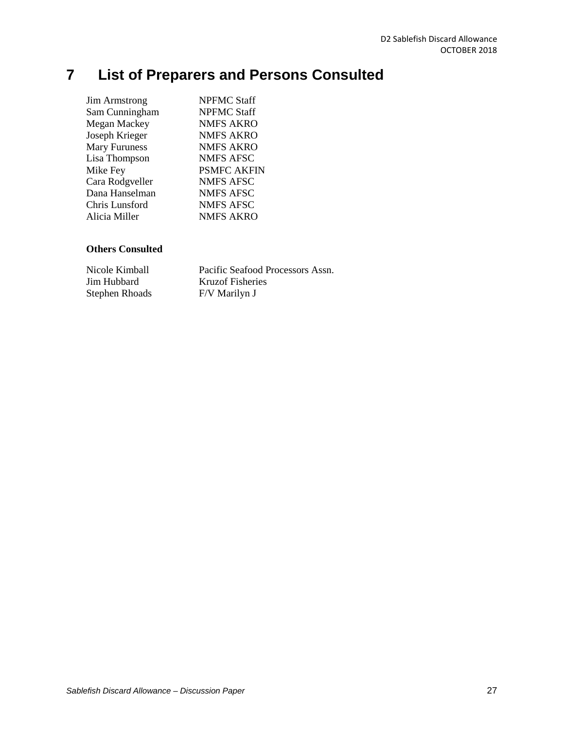# 7 List of Preparers and Persons Consulted

| | |
|---|---|
| Jim Armstrong | NPFMC Staff |
| Sam Cunningham | NPFMC Staff |
| Megan Mackey | NMFS AKRO |
| Joseph Krieger | NMFS AKRO |
| Mary Furuness | NMFS AKRO |
| Lisa Thompson | NMFS AFSC |
| Mike Fey | PSMFC AKFIN |
| Cara Rodgveller | NMFS AFSC |
| Dana Hanselman | NMFS AFSC |
| Chris Lunsford | NMFS AFSC |
| Alicia Miller | NMFS AKRO |

**Others Consulted**

| | |
|---|---|
| Nicole Kimball | Pacific Seafood Processors Assn. |
| Jim Hubbard | Kruzof Fisheries |
| Stephen Rhoads | F/V Marilyn J |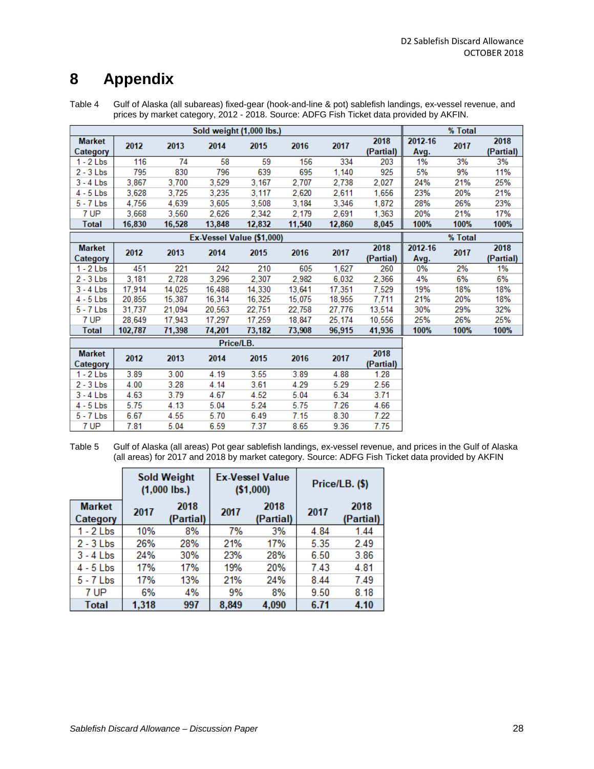# 8 Appendix

Table 4 Gulf of Alaska (all subareas) fixed-gear (hook-and-line & pot) sablefish landings, ex-vessel revenue, and prices by market category, 2012 - 2018. Source: ADFG Fish Ticket data provided by AKFIN.

| | Sold weight (1,000 lbs.) | | | | | | | % Total | | |
|---|---|---|---|---|---|---|---|---|---|---|
| Market Category | 2012 | 2013 | 2014 | 2015 | 2016 | 2017 | 2018 (Partial) | 2012-16 Avg. | 2017 | 2018 (Partial) |
| 1 - 2 Lbs | 116 | 74 | 58 | 59 | 156 | 334 | 203 | 1% | 3% | 3% |
| 2 - 3 Lbs | 795 | 830 | 796 | 639 | 695 | 1,140 | 925 | 5% | 9% | 11% |
| 3 - 4 Lbs | 3,867 | 3,700 | 3,529 | 3,167 | 2,707 | 2,738 | 2,027 | 24% | 21% | 25% |
| 4 - 5 Lbs | 3,628 | 3,725 | 3,235 | 3,117 | 2,620 | 2,611 | 1,656 | 23% | 20% | 21% |
| 5 - 7 Lbs | 4,756 | 4,639 | 3,605 | 3,508 | 3,184 | 3,346 | 1,872 | 28% | 26% | 23% |
| 7 UP | 3,668 | 3,560 | 2,626 | 2,342 | 2,179 | 2,691 | 1,363 | 20% | 21% | 17% |
| **Total** | **16,830** | **16,528** | **13,848** | **12,832** | **11,540** | **12,860** | **8,045** | **100%** | **100%** | **100%** |

| | Ex-Vessel Value ($1,000) | | | | | | | % Total | | |
|---|---|---|---|---|---|---|---|---|---|---|
| Market Category | 2012 | 2013 | 2014 | 2015 | 2016 | 2017 | 2018 (Partial) | 2012-16 Avg. | 2017 | 2018 (Partial) |
| 1 - 2 Lbs | 451 | 221 | 242 | 210 | 605 | 1,627 | 260 | 0% | 2% | 1% |
| 2 - 3 Lbs | 3,181 | 2,728 | 3,296 | 2,307 | 2,982 | 6,032 | 2,366 | 4% | 6% | 6% |
| 3 - 4 Lbs | 17,914 | 14,025 | 16,488 | 14,330 | 13,641 | 17,351 | 7,529 | 19% | 18% | 18% |
| 4 - 5 Lbs | 20,855 | 15,387 | 16,314 | 16,325 | 15,075 | 18,955 | 7,711 | 21% | 20% | 18% |
| 5 - 7 Lbs | 31,737 | 21,094 | 20,563 | 22,751 | 22,758 | 27,776 | 13,514 | 30% | 29% | 32% |
| 7 UP | 28,649 | 17,943 | 17,297 | 17,259 | 18,847 | 25,174 | 10,556 | 25% | 26% | 25% |
| **Total** | **102,787** | **71,398** | **74,201** | **73,182** | **73,908** | **96,915** | **41,936** | **100%** | **100%** | **100%** |

| | Price/LB. | | | | | | |
|---|---|---|---|---|---|---|---|
| Market Category | 2012 | 2013 | 2014 | 2015 | 2016 | 2017 | 2018 (Partial) |
| 1 - 2 Lbs | 3.89 | 3.00 | 4.19 | 3.55 | 3.89 | 4.88 | 1.28 |
| 2 - 3 Lbs | 4.00 | 3.28 | 4.14 | 3.61 | 4.29 | 5.29 | 2.56 |
| 3 - 4 Lbs | 4.63 | 3.79 | 4.67 | 4.52 | 5.04 | 6.34 | 3.71 |
| 4 - 5 Lbs | 5.75 | 4.13 | 5.04 | 5.24 | 5.75 | 7.26 | 4.66 |
| 5 - 7 Lbs | 6.67 | 4.55 | 5.70 | 6.49 | 7.15 | 8.30 | 7.22 |
| 7 UP | 7.81 | 5.04 | 6.59 | 7.37 | 8.65 | 9.36 | 7.75 |

Table 5 Gulf of Alaska (all areas) Pot gear sablefish landings, ex-vessel revenue, and prices in the Gulf of Alaska (all areas) for 2017 and 2018 by market category. Source: ADFG Fish Ticket data provided by AKFIN

| | Sold Weight (1,000 lbs.) | | Ex-Vessel Value ($1,000) | | Price/LB. ($) | |
|---|---|---|---|---|---|---|
| Market Category | 2017 | 2018 (Partial) | 2017 | 2018 (Partial) | 2017 | 2018 (Partial) |
| 1 - 2 Lbs | 10% | 8% | 7% | 3% | 4.84 | 1.44 |
| 2 - 3 Lbs | 26% | 28% | 21% | 17% | 5.35 | 2.49 |
| 3 - 4 Lbs | 24% | 30% | 23% | 28% | 6.50 | 3.86 |
| 4 - 5 Lbs | 17% | 17% | 19% | 20% | 7.43 | 4.81 |
| 5 - 7 Lbs | 17% | 13% | 21% | 24% | 8.44 | 7.49 |
| 7 UP | 6% | 4% | 9% | 8% | 9.50 | 8.18 |
| **Total** | **1,318** | **997** | **8,849** | **4,090** | **6.71** | **4.10** |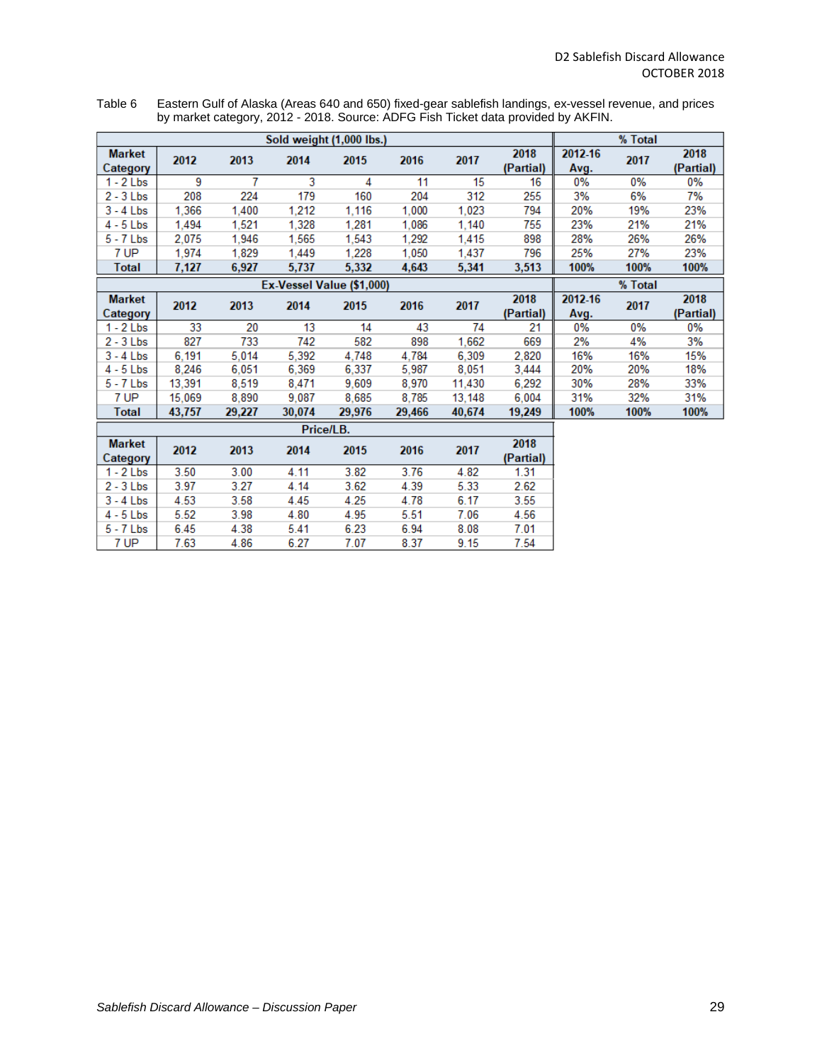Table 6 Eastern Gulf of Alaska (Areas 640 and 650) fixed-gear sablefish landings, ex-vessel revenue, and prices by market category, 2012 - 2018. Source: ADFG Fish Ticket data provided by AKFIN.

| Sold weight (1,000 lbs.) | | | | | | | | % Total | | |
|---|---|---|---|---|---|---|---|---|---|---|
| Market Category | 2012 | 2013 | 2014 | 2015 | 2016 | 2017 | 2018 (Partial) | 2012-16 Avg. | 2017 | 2018 (Partial) |
| 1 - 2 Lbs | 9 | 7 | 3 | 4 | 11 | 15 | 16 | 0% | 0% | 0% |
| 2 - 3 Lbs | 208 | 224 | 179 | 160 | 204 | 312 | 255 | 3% | 6% | 7% |
| 3 - 4 Lbs | 1,366 | 1,400 | 1,212 | 1,116 | 1,000 | 1,023 | 794 | 20% | 19% | 23% |
| 4 - 5 Lbs | 1,494 | 1,521 | 1,328 | 1,281 | 1,086 | 1,140 | 755 | 23% | 21% | 21% |
| 5 - 7 Lbs | 2,075 | 1,946 | 1,565 | 1,543 | 1,292 | 1,415 | 898 | 28% | 26% | 26% |
| 7 UP | 1,974 | 1,829 | 1,449 | 1,228 | 1,050 | 1,437 | 796 | 25% | 27% | 23% |
| **Total** | **7,127** | **6,927** | **5,737** | **5,332** | **4,643** | **5,341** | **3,513** | **100%** | **100%** | **100%** |

| Ex-Vessel Value ($1,000) | | | | | | | | % Total | | |
|---|---|---|---|---|---|---|---|---|---|---|
| Market Category | 2012 | 2013 | 2014 | 2015 | 2016 | 2017 | 2018 (Partial) | 2012-16 Avg. | 2017 | 2018 (Partial) |
| 1 - 2 Lbs | 33 | 20 | 13 | 14 | 43 | 74 | 21 | 0% | 0% | 0% |
| 2 - 3 Lbs | 827 | 733 | 742 | 582 | 898 | 1,662 | 669 | 2% | 4% | 3% |
| 3 - 4 Lbs | 6,191 | 5,014 | 5,392 | 4,748 | 4,784 | 6,309 | 2,820 | 16% | 16% | 15% |
| 4 - 5 Lbs | 8,246 | 6,051 | 6,369 | 6,337 | 5,987 | 8,051 | 3,444 | 20% | 20% | 18% |
| 5 - 7 Lbs | 13,391 | 8,519 | 8,471 | 9,609 | 8,970 | 11,430 | 6,292 | 30% | 28% | 33% |
| 7 UP | 15,069 | 8,890 | 9,087 | 8,685 | 8,785 | 13,148 | 6,004 | 31% | 32% | 31% |
| **Total** | **43,757** | **29,227** | **30,074** | **29,976** | **29,466** | **40,674** | **19,249** | **100%** | **100%** | **100%** |

| Price/LB. | | | | | | | |
|---|---|---|---|---|---|---|---|
| Market Category | 2012 | 2013 | 2014 | 2015 | 2016 | 2017 | 2018 (Partial) |
| 1 - 2 Lbs | 3.50 | 3.00 | 4.11 | 3.82 | 3.76 | 4.82 | 1.31 |
| 2 - 3 Lbs | 3.97 | 3.27 | 4.14 | 3.62 | 4.39 | 5.33 | 2.62 |
| 3 - 4 Lbs | 4.53 | 3.58 | 4.45 | 4.25 | 4.78 | 6.17 | 3.55 |
| 4 - 5 Lbs | 5.52 | 3.98 | 4.80 | 4.95 | 5.51 | 7.06 | 4.56 |
| 5 - 7 Lbs | 6.45 | 4.38 | 5.41 | 6.23 | 6.94 | 8.08 | 7.01 |
| 7 UP | 7.63 | 4.86 | 6.27 | 7.07 | 8.37 | 9.15 | 7.54 |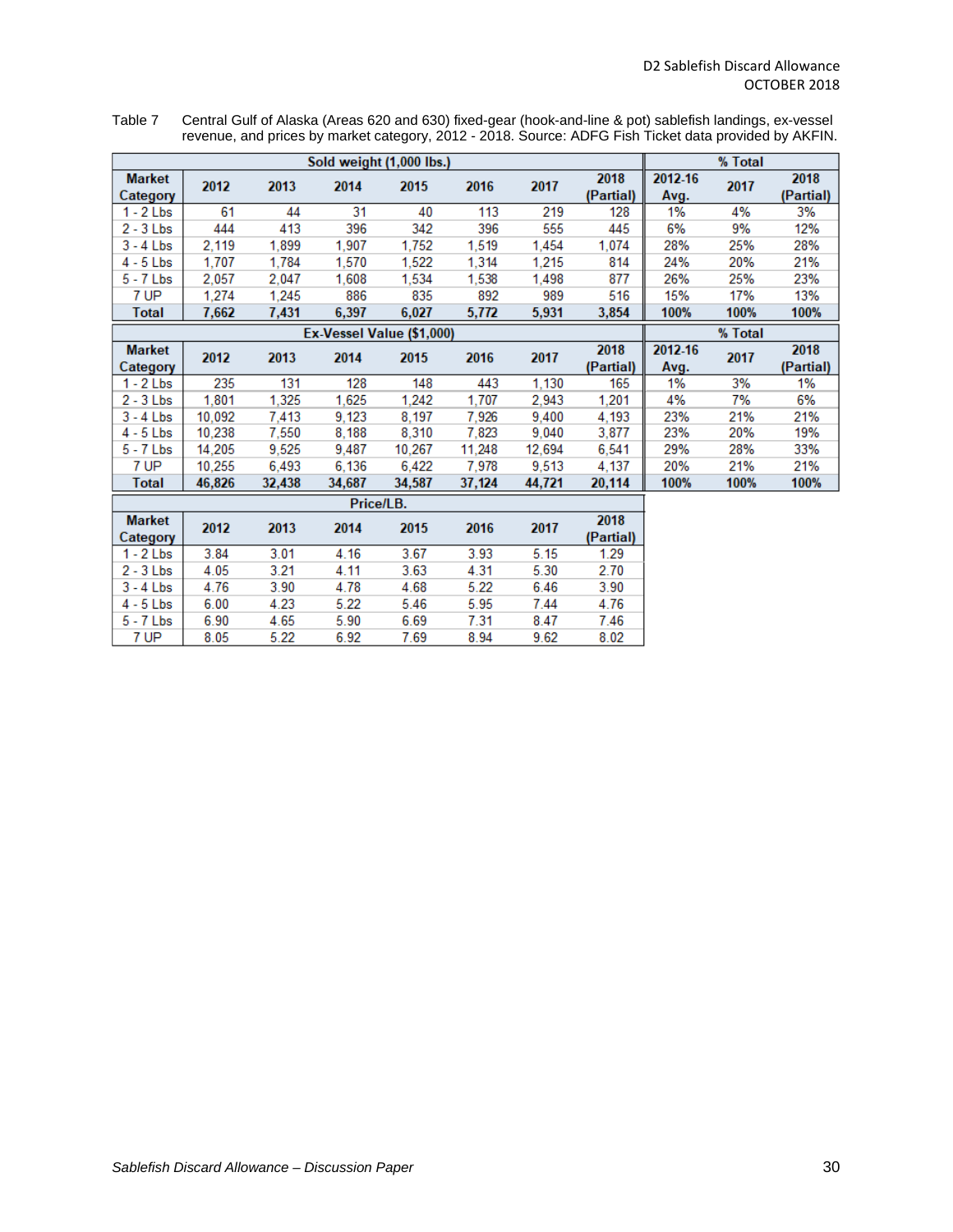Table 7 Central Gulf of Alaska (Areas 620 and 630) fixed-gear (hook-and-line & pot) sablefish landings, ex-vessel revenue, and prices by market category, 2012 - 2018. Source: ADFG Fish Ticket data provided by AKFIN.

| Sold weight (1,000 lbs.) | | | | | | | | % Total | | |
|---|---|---|---|---|---|---|---|---|---|---|
| Market Category | 2012 | 2013 | 2014 | 2015 | 2016 | 2017 | 2018 (Partial) | 2012-16 Avg. | 2017 | 2018 (Partial) |
| 1 - 2 Lbs | 61 | 44 | 31 | 40 | 113 | 219 | 128 | 1% | 4% | 3% |
| 2 - 3 Lbs | 444 | 413 | 396 | 342 | 396 | 555 | 445 | 6% | 9% | 12% |
| 3 - 4 Lbs | 2,119 | 1,899 | 1,907 | 1,752 | 1,519 | 1,454 | 1,074 | 28% | 25% | 28% |
| 4 - 5 Lbs | 1,707 | 1,784 | 1,570 | 1,522 | 1,314 | 1,215 | 814 | 24% | 20% | 21% |
| 5 - 7 Lbs | 2,057 | 2,047 | 1,608 | 1,534 | 1,538 | 1,498 | 877 | 26% | 25% | 23% |
| 7 UP | 1,274 | 1,245 | 886 | 835 | 892 | 989 | 516 | 15% | 17% | 13% |
| **Total** | **7,662** | **7,431** | **6,397** | **6,027** | **5,772** | **5,931** | **3,854** | **100%** | **100%** | **100%** |

| Ex-Vessel Value ($1,000) | | | | | | | | % Total | | |
|---|---|---|---|---|---|---|---|---|---|---|
| Market Category | 2012 | 2013 | 2014 | 2015 | 2016 | 2017 | 2018 (Partial) | 2012-16 Avg. | 2017 | 2018 (Partial) |
| 1 - 2 Lbs | 235 | 131 | 128 | 148 | 443 | 1,130 | 165 | 1% | 3% | 1% |
| 2 - 3 Lbs | 1,801 | 1,325 | 1,625 | 1,242 | 1,707 | 2,943 | 1,201 | 4% | 7% | 6% |
| 3 - 4 Lbs | 10,092 | 7,413 | 9,123 | 8,197 | 7,926 | 9,400 | 4,193 | 23% | 21% | 21% |
| 4 - 5 Lbs | 10,238 | 7,550 | 8,188 | 8,310 | 7,823 | 9,040 | 3,877 | 23% | 20% | 19% |
| 5 - 7 Lbs | 14,205 | 9,525 | 9,487 | 10,267 | 11,248 | 12,694 | 6,541 | 29% | 28% | 33% |
| 7 UP | 10,255 | 6,493 | 6,136 | 6,422 | 7,978 | 9,513 | 4,137 | 20% | 21% | 21% |
| **Total** | **46,826** | **32,438** | **34,687** | **34,587** | **37,124** | **44,721** | **20,114** | **100%** | **100%** | **100%** |

| Price/LB. | | | | | | | |
|---|---|---|---|---|---|---|---|
| Market Category | 2012 | 2013 | 2014 | 2015 | 2016 | 2017 | 2018 (Partial) |
| 1 - 2 Lbs | 3.84 | 3.01 | 4.16 | 3.67 | 3.93 | 5.15 | 1.29 |
| 2 - 3 Lbs | 4.05 | 3.21 | 4.11 | 3.63 | 4.31 | 5.30 | 2.70 |
| 3 - 4 Lbs | 4.76 | 3.90 | 4.78 | 4.68 | 5.22 | 6.46 | 3.90 |
| 4 - 5 Lbs | 6.00 | 4.23 | 5.22 | 5.46 | 5.95 | 7.44 | 4.76 |
| 5 - 7 Lbs | 6.90 | 4.65 | 5.90 | 6.69 | 7.31 | 8.47 | 7.46 |
| 7 UP | 8.05 | 5.22 | 6.92 | 7.69 | 8.94 | 9.62 | 8.02 |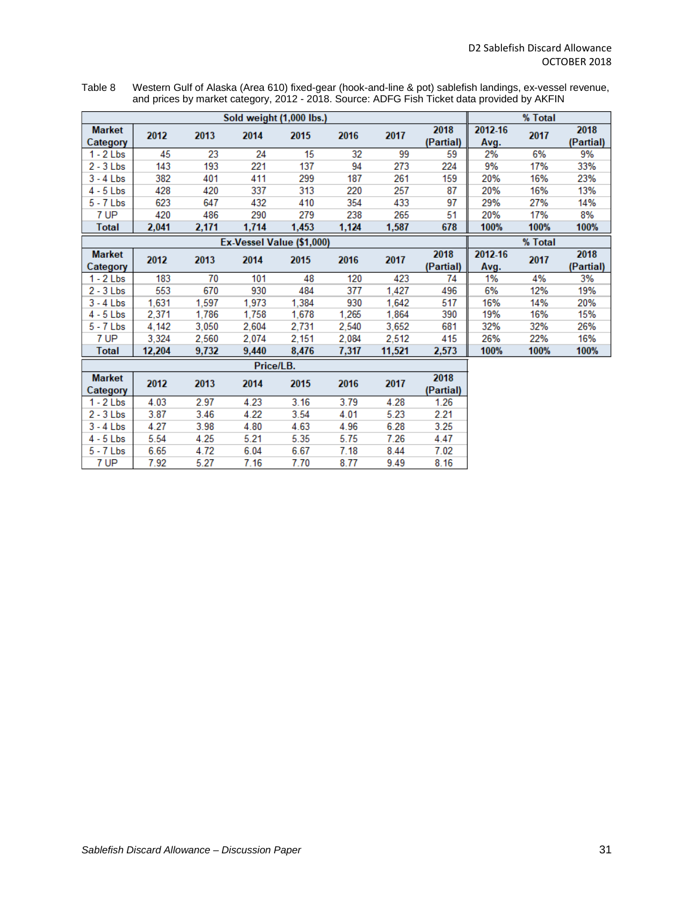Table 8 Western Gulf of Alaska (Area 610) fixed-gear (hook-and-line & pot) sablefish landings, ex-vessel revenue, and prices by market category, 2012 - 2018. Source: ADFG Fish Ticket data provided by AKFIN

| Sold weight (1,000 lbs.) | | | | | | | | % Total | | |
|---|---|---|---|---|---|---|---|---|---|---|
| Market Category | 2012 | 2013 | 2014 | 2015 | 2016 | 2017 | 2018 (Partial) | 2012-16 Avg. | 2017 | 2018 (Partial) |
| 1 - 2 Lbs | 45 | 23 | 24 | 15 | 32 | 99 | 59 | 2% | 6% | 9% |
| 2 - 3 Lbs | 143 | 193 | 221 | 137 | 94 | 273 | 224 | 9% | 17% | 33% |
| 3 - 4 Lbs | 382 | 401 | 411 | 299 | 187 | 261 | 159 | 20% | 16% | 23% |
| 4 - 5 Lbs | 428 | 420 | 337 | 313 | 220 | 257 | 87 | 20% | 16% | 13% |
| 5 - 7 Lbs | 623 | 647 | 432 | 410 | 354 | 433 | 97 | 29% | 27% | 14% |
| 7 UP | 420 | 486 | 290 | 279 | 238 | 265 | 51 | 20% | 17% | 8% |
| **Total** | **2,041** | **2,171** | **1,714** | **1,453** | **1,124** | **1,587** | **678** | **100%** | **100%** | **100%** |

| Ex-Vessel Value ($1,000) | | | | | | | | % Total | | |
|---|---|---|---|---|---|---|---|---|---|---|
| Market Category | 2012 | 2013 | 2014 | 2015 | 2016 | 2017 | 2018 (Partial) | 2012-16 Avg. | 2017 | 2018 (Partial) |
| 1 - 2 Lbs | 183 | 70 | 101 | 48 | 120 | 423 | 74 | 1% | 4% | 3% |
| 2 - 3 Lbs | 553 | 670 | 930 | 484 | 377 | 1,427 | 496 | 6% | 12% | 19% |
| 3 - 4 Lbs | 1,631 | 1,597 | 1,973 | 1,384 | 930 | 1,642 | 517 | 16% | 14% | 20% |
| 4 - 5 Lbs | 2,371 | 1,786 | 1,758 | 1,678 | 1,265 | 1,864 | 390 | 19% | 16% | 15% |
| 5 - 7 Lbs | 4,142 | 3,050 | 2,604 | 2,731 | 2,540 | 3,652 | 681 | 32% | 32% | 26% |
| 7 UP | 3,324 | 2,560 | 2,074 | 2,151 | 2,084 | 2,512 | 415 | 26% | 22% | 16% |
| **Total** | **12,204** | **9,732** | **9,440** | **8,476** | **7,317** | **11,521** | **2,573** | **100%** | **100%** | **100%** |

| Price/LB. | | | | | | | |
|---|---|---|---|---|---|---|---|
| Market Category | 2012 | 2013 | 2014 | 2015 | 2016 | 2017 | 2018 (Partial) |
| 1 - 2 Lbs | 4.03 | 2.97 | 4.23 | 3.16 | 3.79 | 4.28 | 1.26 |
| 2 - 3 Lbs | 3.87 | 3.46 | 4.22 | 3.54 | 4.01 | 5.23 | 2.21 |
| 3 - 4 Lbs | 4.27 | 3.98 | 4.80 | 4.63 | 4.96 | 6.28 | 3.25 |
| 4 - 5 Lbs | 5.54 | 4.25 | 5.21 | 5.35 | 5.75 | 7.26 | 4.47 |
| 5 - 7 Lbs | 6.65 | 4.72 | 6.04 | 6.67 | 7.18 | 8.44 | 7.02 |
| 7 UP | 7.92 | 5.27 | 7.16 | 7.70 | 8.77 | 9.49 | 8.16 |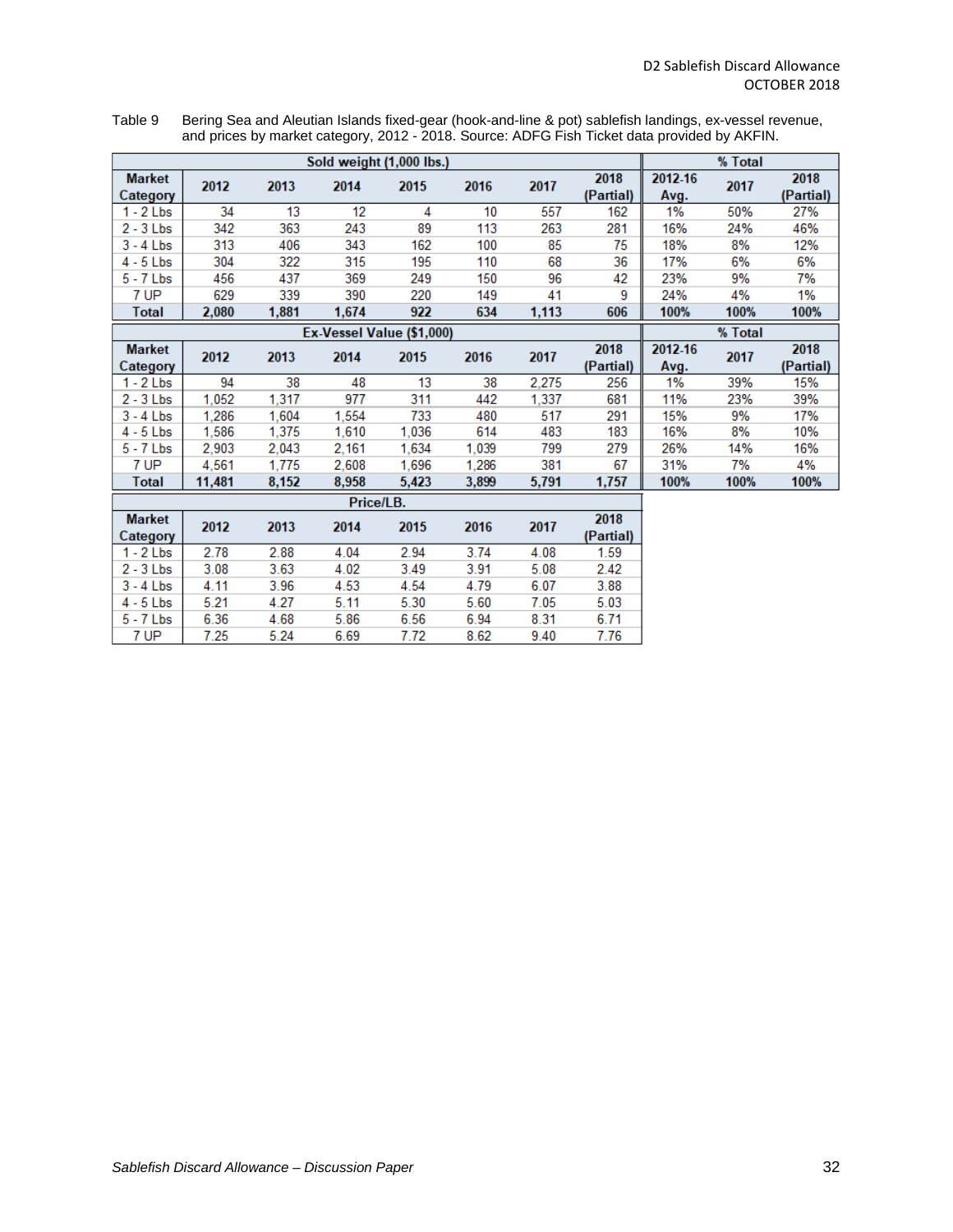Table 9 Bering Sea and Aleutian Islands fixed-gear (hook-and-line & pot) sablefish landings, ex-vessel revenue, and prices by market category, 2012 - 2018. Source: ADFG Fish Ticket data provided by AKFIN.

| Sold weight (1,000 lbs.) | | | | | | | | % Total | | |
|---|---|---|---|---|---|---|---|---|---|---|
| Market Category | 2012 | 2013 | 2014 | 2015 | 2016 | 2017 | 2018 (Partial) | 2012-16 Avg. | 2017 | 2018 (Partial) |
| 1 - 2 Lbs | 34 | 13 | 12 | 4 | 10 | 557 | 162 | 1% | 50% | 27% |
| 2 - 3 Lbs | 342 | 363 | 243 | 89 | 113 | 263 | 281 | 16% | 24% | 46% |
| 3 - 4 Lbs | 313 | 406 | 343 | 162 | 100 | 85 | 75 | 18% | 8% | 12% |
| 4 - 5 Lbs | 304 | 322 | 315 | 195 | 110 | 68 | 36 | 17% | 6% | 6% |
| 5 - 7 Lbs | 456 | 437 | 369 | 249 | 150 | 96 | 42 | 23% | 9% | 7% |
| 7 UP | 629 | 339 | 390 | 220 | 149 | 41 | 9 | 24% | 4% | 1% |
| **Total** | **2,080** | **1,881** | **1,674** | **922** | **634** | **1,113** | **606** | **100%** | **100%** | **100%** |

| Ex-Vessel Value ($1,000) | | | | | | | | % Total | | |
|---|---|---|---|---|---|---|---|---|---|---|
| Market Category | 2012 | 2013 | 2014 | 2015 | 2016 | 2017 | 2018 (Partial) | 2012-16 Avg. | 2017 | 2018 (Partial) |
| 1 - 2 Lbs | 94 | 38 | 48 | 13 | 38 | 2,275 | 256 | 1% | 39% | 15% |
| 2 - 3 Lbs | 1,052 | 1,317 | 977 | 311 | 442 | 1,337 | 681 | 11% | 23% | 39% |
| 3 - 4 Lbs | 1,286 | 1,604 | 1,554 | 733 | 480 | 517 | 291 | 15% | 9% | 17% |
| 4 - 5 Lbs | 1,586 | 1,375 | 1,610 | 1,036 | 614 | 483 | 183 | 16% | 8% | 10% |
| 5 - 7 Lbs | 2,903 | 2,043 | 2,161 | 1,634 | 1,039 | 799 | 279 | 26% | 14% | 16% |
| 7 UP | 4,561 | 1,775 | 2,608 | 1,696 | 1,286 | 381 | 67 | 31% | 7% | 4% |
| **Total** | **11,481** | **8,152** | **8,958** | **5,423** | **3,899** | **5,791** | **1,757** | **100%** | **100%** | **100%** |

| Price/LB. | | | | | | | |
|---|---|---|---|---|---|---|---|
| Market Category | 2012 | 2013 | 2014 | 2015 | 2016 | 2017 | 2018 (Partial) |
| 1 - 2 Lbs | 2.78 | 2.88 | 4.04 | 2.94 | 3.74 | 4.08 | 1.59 |
| 2 - 3 Lbs | 3.08 | 3.63 | 4.02 | 3.49 | 3.91 | 5.08 | 2.42 |
| 3 - 4 Lbs | 4.11 | 3.96 | 4.53 | 4.54 | 4.79 | 6.07 | 3.88 |
| 4 - 5 Lbs | 5.21 | 4.27 | 5.11 | 5.30 | 5.60 | 7.05 | 5.03 |
| 5 - 7 Lbs | 6.36 | 4.68 | 5.86 | 6.56 | 6.94 | 8.31 | 6.71 |
| 7 UP | 7.25 | 5.24 | 6.69 | 7.72 | 8.62 | 9.40 | 7.76 |